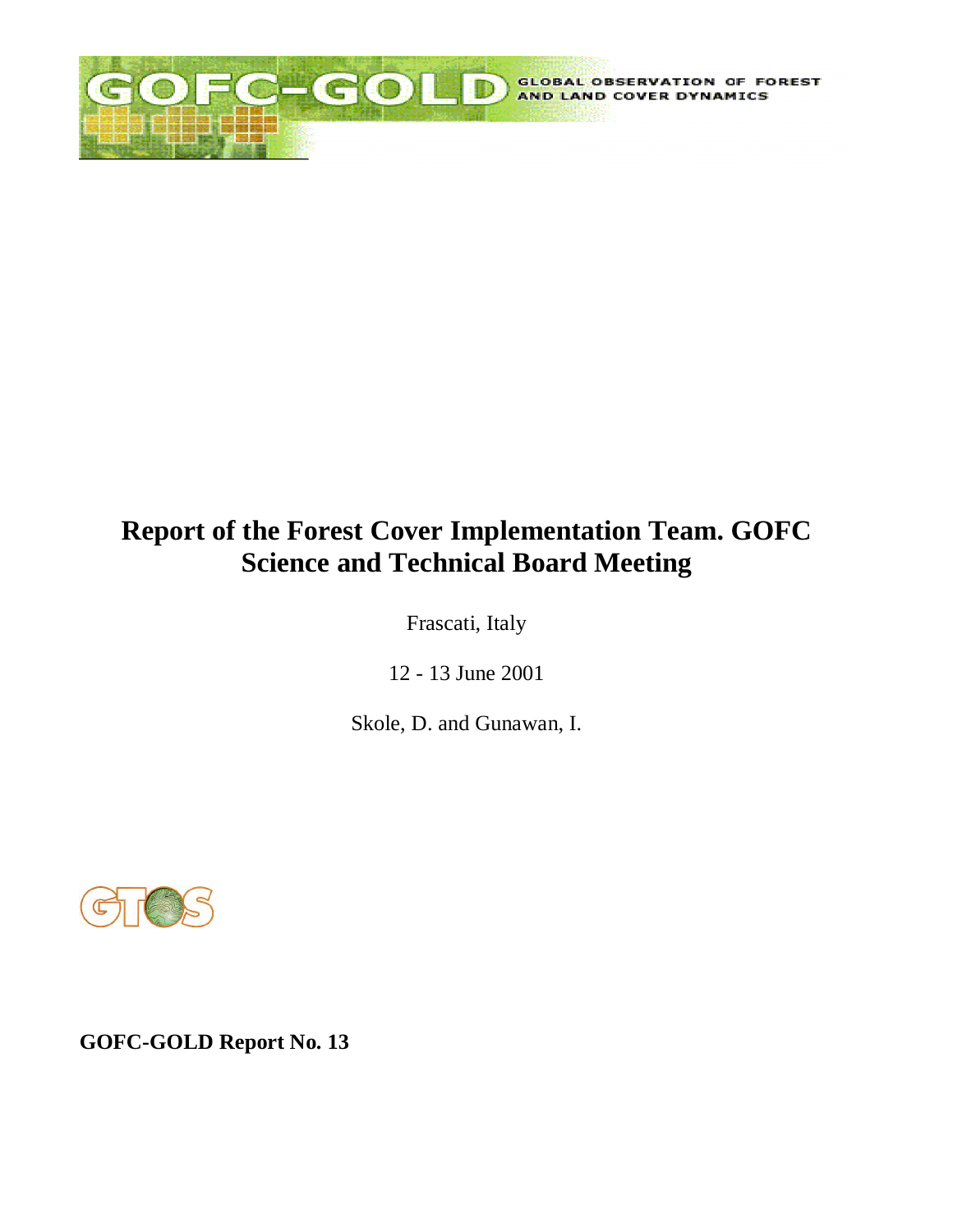# Report of the Forest Cover Implementation Team. GOFC Science and Technical Board Meeting

Frascati, Italy

12 - 13 June 2001

Skole, D. and Gunawan, I.

**GOFC-GOLD Report No. 13**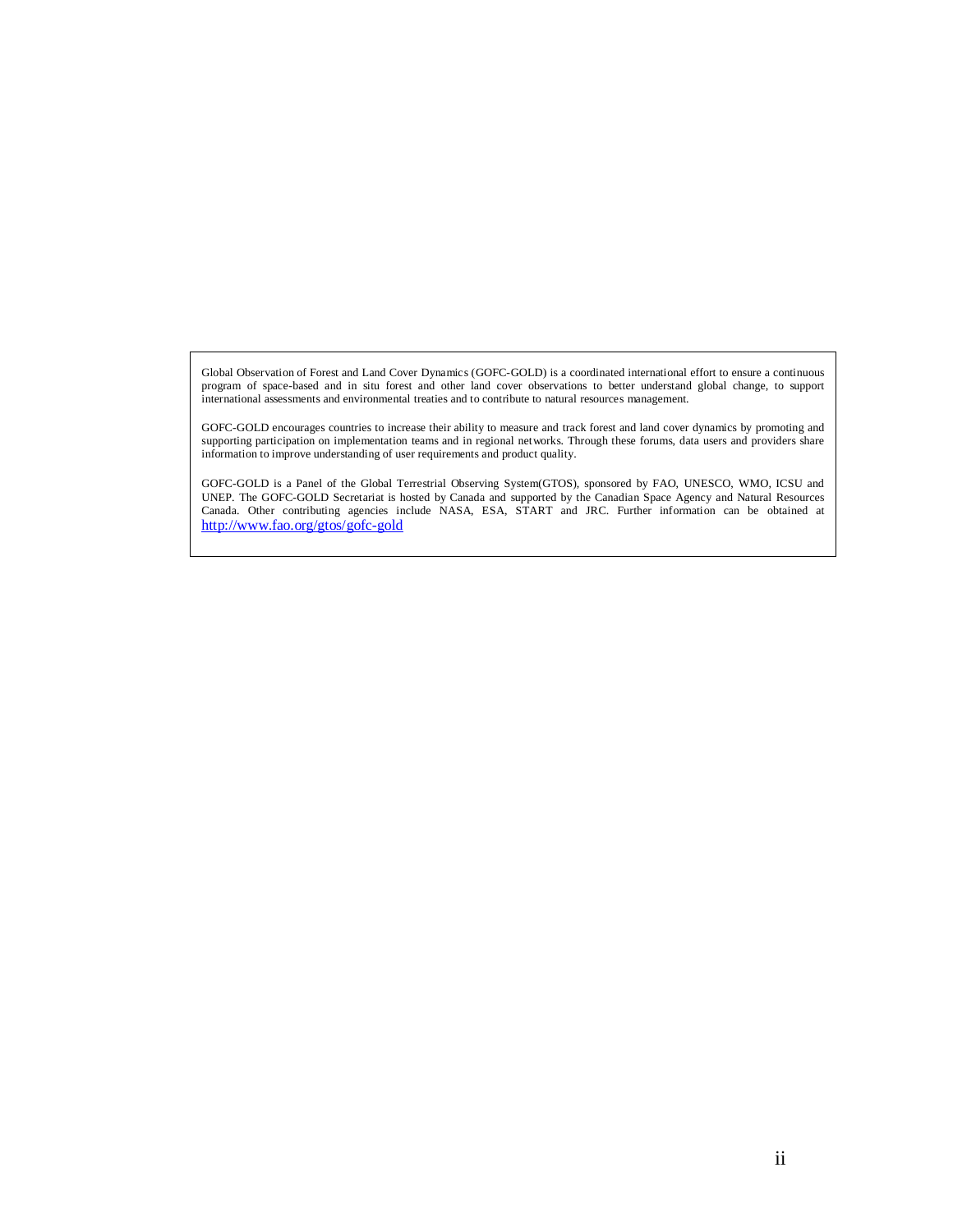Global Observation of Forest and Land Cover Dynamics (GOFC-GOLD) is a coordinated international effort to ensure a continuous program of space-based and in situ forest and other land cover observations to better understand global change, to support international assessments and environmental treaties and to contribute to natural resources management.

GOFC-GOLD encourages countries to increase their ability to measure and track forest and land cover dynamics by promoting and supporting participation on implementation teams and in regional networks. Through these forums, data users and providers share information to improve understanding of user requirements and product quality.

GOFC-GOLD is a Panel of the Global Terrestrial Observing System(GTOS), sponsored by FAO, UNESCO, WMO, ICSU and UNEP. The GOFC-GOLD Secretariat is hosted by Canada and supported by the Canadian Space Agency and Natural Resources Canada. Other contributing agencies include NASA, ESA, START and JRC. Further information can be obtained at http://www.fao.org/gtos/gofc-gold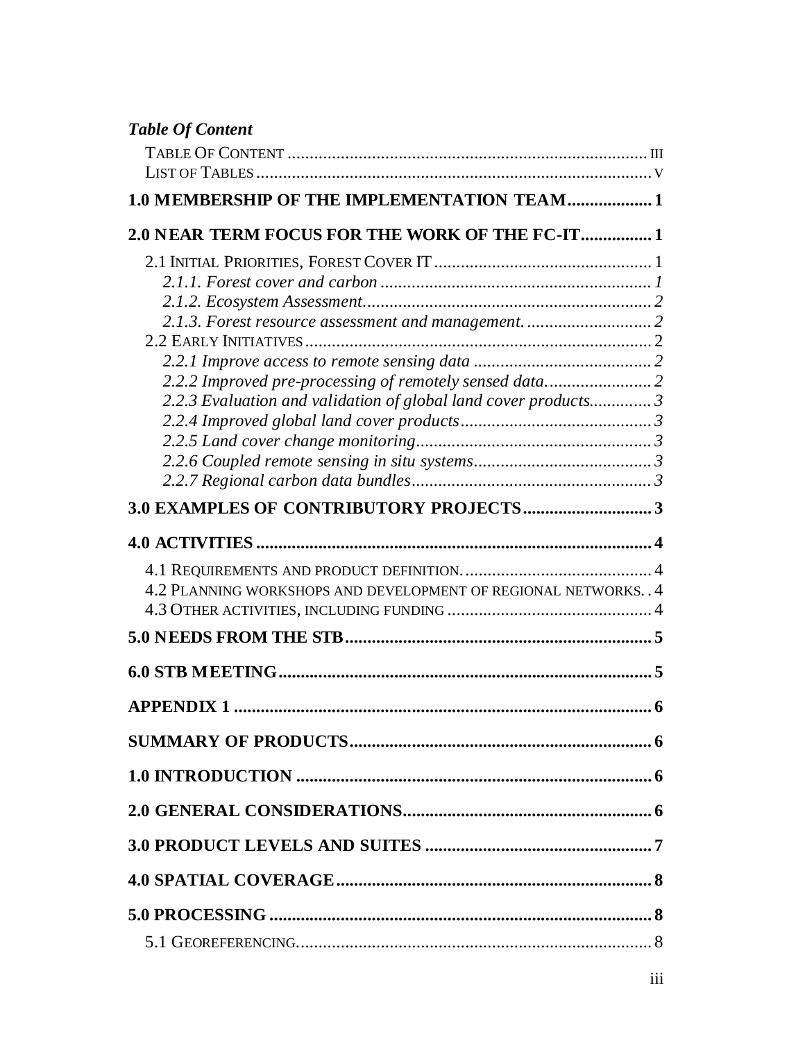*Table Of Content*

TABLE OF CONTENT ..................................................................................... III
LIST OF TABLES ........................................................................................... V

**1.0 MEMBERSHIP OF THE IMPLEMENTATION TEAM.................. 1**

**2.0 NEAR TERM FOCUS FOR THE WORK OF THE FC-IT................ 1**

2.1 INITIAL PRIORITIES, FOREST COVER IT ................................................ 1
*2.1.1. Forest cover and carbon ............................................................ 1*
*2.1.2. Ecosystem Assessment................................................................ 2*
*2.1.3. Forest resource assessment and management. ........................... 2*
2.2 EARLY INITIATIVES ............................................................................... 2
*2.2.1 Improve access to remote sensing data ....................................... 2*
*2.2.2 Improved pre-processing of remotely sensed data........................ 2*
*2.2.3 Evaluation and validation of global land cover products............. 3*
*2.2.4 Improved global land cover products........................................... 3*
*2.2.5 Land cover change monitoring..................................................... 3*
*2.2.6 Coupled remote sensing in situ systems........................................ 3*
*2.2.7 Regional carbon data bundles...................................................... 3*

**3.0 EXAMPLES OF CONTRIBUTORY PROJECTS............................ 3**

**4.0 ACTIVITIES ........................................................................................ 4**

4.1 REQUIREMENTS AND PRODUCT DEFINITION. ........................................... 4
4.2 PLANNING WORKSHOPS AND DEVELOPMENT OF REGIONAL NETWORKS. . 4
4.3 OTHER ACTIVITIES, INCLUDING FUNDING .............................................. 4

**5.0 NEEDS FROM THE STB.................................................................... 5**

**6.0 STB MEETING..................................................................................... 5**

**APPENDIX 1 ............................................................................................ 6**

**SUMMARY OF PRODUCTS.................................................................... 6**

**1.0 INTRODUCTION ................................................................................ 6**

**2.0 GENERAL CONSIDERATIONS........................................................ 6**

**3.0 PRODUCT LEVELS AND SUITES ................................................... 7**

**4.0 SPATIAL COVERAGE....................................................................... 8**

**5.0 PROCESSING ...................................................................................... 8**

5.1 GEOREFERENCING................................................................................. 8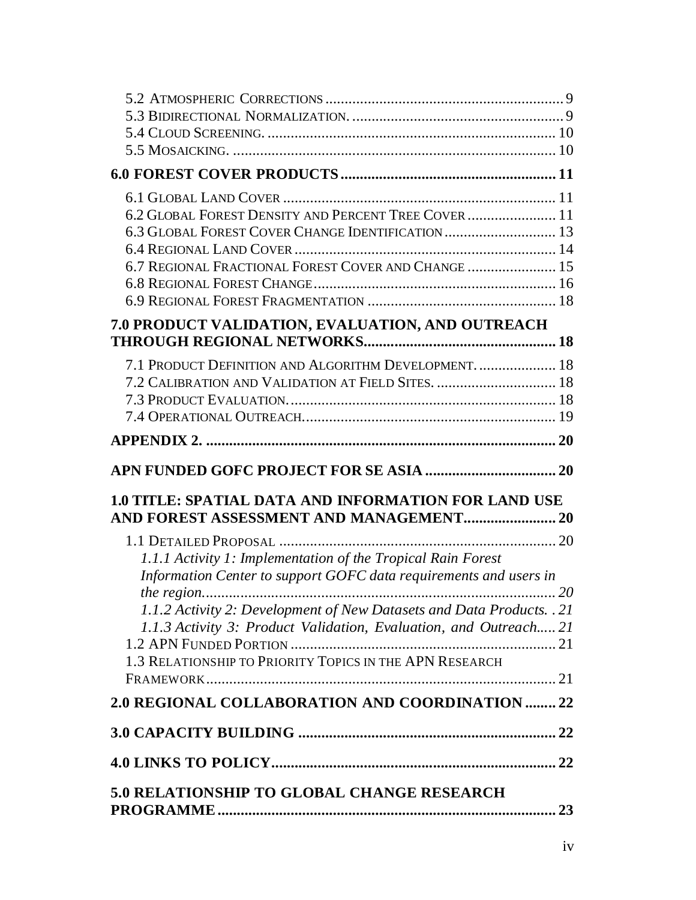5.2 Atmospheric Corrections ............................................................ 9
5.3 Bidirectional Normalization. ....................................................... 9
5.4 Cloud Screening. ........................................................................ 10
5.5 Mosaicking. ................................................................................ 10

**6.0 FOREST COVER PRODUCTS ........................................................ 11**

6.1 Global Land Cover ...................................................................... 11
6.2 Global Forest Density and Percent Tree Cover ....................... 11
6.3 Global Forest Cover Change Identification ............................. 13
6.4 Regional Land Cover ................................................................... 14
6.7 Regional Fractional Forest Cover and Change ....................... 15
6.8 Regional Forest Change .............................................................. 16
6.9 Regional Forest Fragmentation ................................................ 18

**7.0 PRODUCT VALIDATION, EVALUATION, AND OUTREACH THROUGH REGIONAL NETWORKS.................................................. 18**

7.1 Product Definition and Algorithm Development. .................... 18
7.2 Calibration and Validation at Field Sites. ............................... 18
7.3 Product Evaluation. .................................................................... 18
7.4 Operational Outreach. ................................................................ 19

**APPENDIX 2. ........................................................................................ 20**

**APN FUNDED GOFC PROJECT FOR SE ASIA .................................. 20**

**1.0 TITLE: SPATIAL DATA AND INFORMATION FOR LAND USE AND FOREST ASSESSMENT AND MANAGEMENT........................ 20**

1.1 Detailed Proposal ....................................................................... 20

*1.1.1 Activity 1: Implementation of the Tropical Rain Forest Information Center to support GOFC data requirements and users in the region............................................................................................ 20*

*1.1.2 Activity 2: Development of New Datasets and Data Products. . 21*

*1.1.3 Activity 3: Product Validation, Evaluation, and Outreach..... 21*

1.2 APN Funded Portion .................................................................... 21
1.3 Relationship to Priority Topics in the APN Research Framework .......................................................................................... 21

**2.0 REGIONAL COLLABORATION AND COORDINATION ........ 22**

**3.0 CAPACITY BUILDING .................................................................. 22**

**4.0 LINKS TO POLICY.......................................................................... 22**

**5.0 RELATIONSHIP TO GLOBAL CHANGE RESEARCH PROGRAMME ........................................................................................ 23**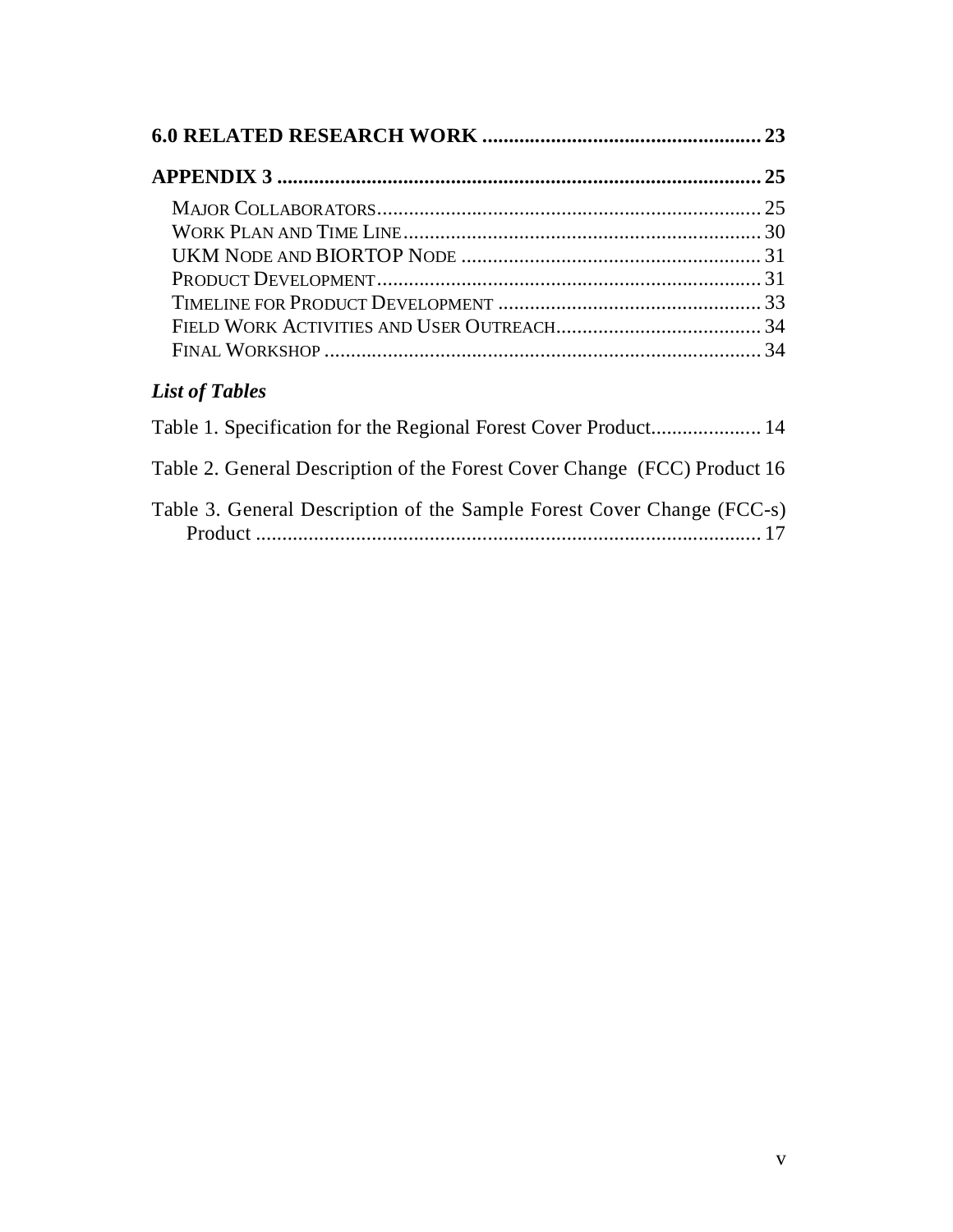**6.0 RELATED RESEARCH WORK ..................................................... 23**

**APPENDIX 3 ............................................................................................ 25**

- Major Collaborators......................................................................... 25
- Work Plan and Time Line.................................................................... 30
- UKM Node and BIORTOP Node ......................................................... 31
- Product Development......................................................................... 31
- Timeline for Product Development .................................................. 33
- Field Work Activities and User Outreach....................................... 34
- Final Workshop .................................................................................. 34

### *List of Tables*

Table 1. Specification for the Regional Forest Cover Product..................... 14

Table 2. General Description of the Forest Cover Change (FCC) Product 16

Table 3. General Description of the Sample Forest Cover Change (FCC-s) Product ................................................................................................. 17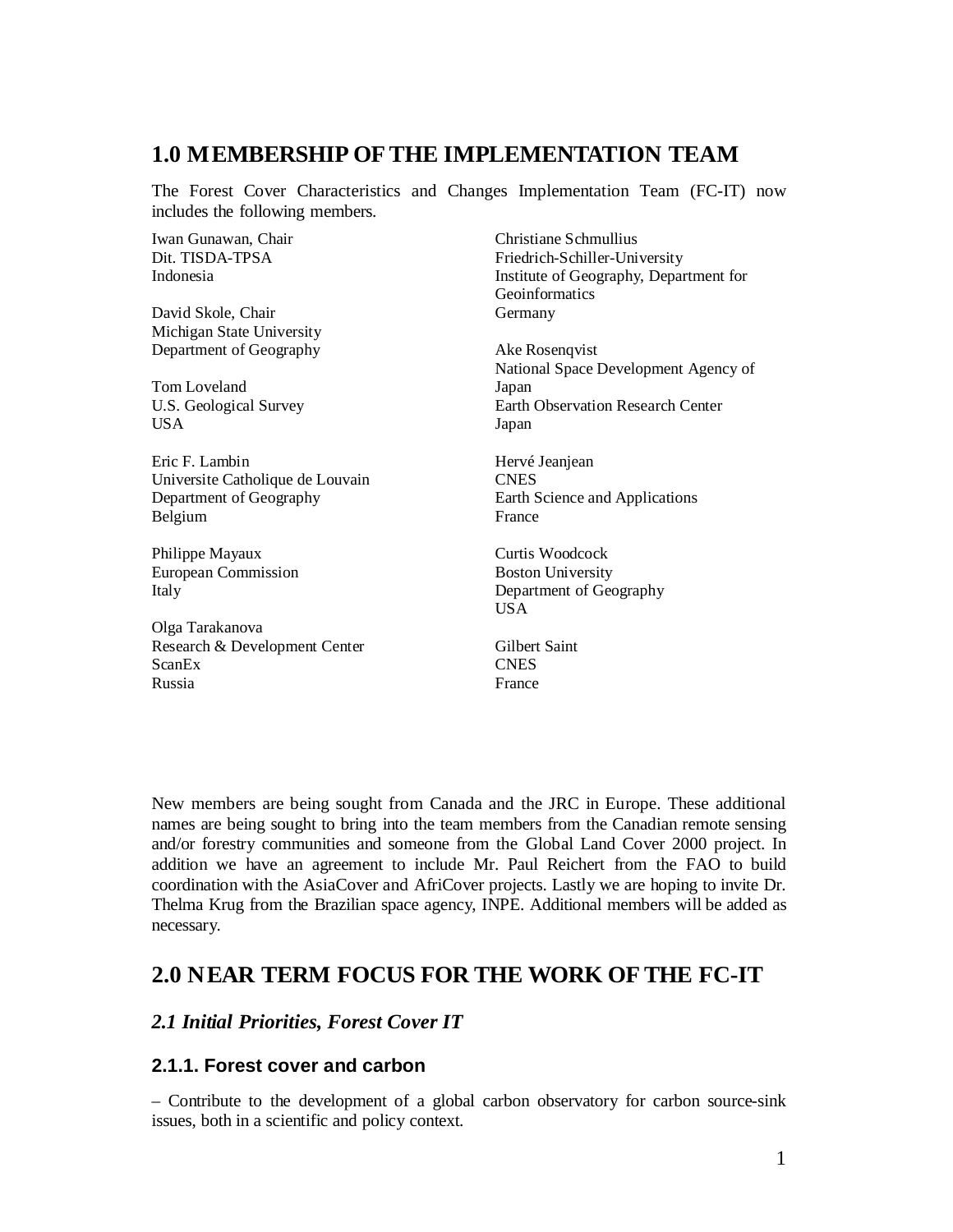# 1.0 MEMBERSHIP OF THE IMPLEMENTATION TEAM

The Forest Cover Characteristics and Changes Implementation Team (FC-IT) now includes the following members.

Iwan Gunawan, Chair
Dit. TISDA-TPSA
Indonesia

David Skole, Chair
Michigan State University
Department of Geography

Tom Loveland
U.S. Geological Survey
USA

Eric F. Lambin
Universite Catholique de Louvain
Department of Geography
Belgium

Philippe Mayaux
European Commission
Italy

Olga Tarakanova
Research & Development Center
ScanEx
Russia

Christiane Schmullius
Friedrich-Schiller-University
Institute of Geography, Department for Geoinformatics
Germany

Ake Rosenqvist
National Space Development Agency of Japan
Earth Observation Research Center
Japan

Hervé Jeanjean
CNES
Earth Science and Applications
France

Curtis Woodcock
Boston University
Department of Geography
USA

Gilbert Saint
CNES
France

New members are being sought from Canada and the JRC in Europe. These additional names are being sought to bring into the team members from the Canadian remote sensing and/or forestry communities and someone from the Global Land Cover 2000 project. In addition we have an agreement to include Mr. Paul Reichert from the FAO to build coordination with the AsiaCover and AfriCover projects. Lastly we are hoping to invite Dr. Thelma Krug from the Brazilian space agency, INPE. Additional members will be added as necessary.

# 2.0 NEAR TERM FOCUS FOR THE WORK OF THE FC-IT

## *2.1 Initial Priorities, Forest Cover IT*

### 2.1.1. Forest cover and carbon

– Contribute to the development of a global carbon observatory for carbon source-sink issues, both in a scientific and policy context.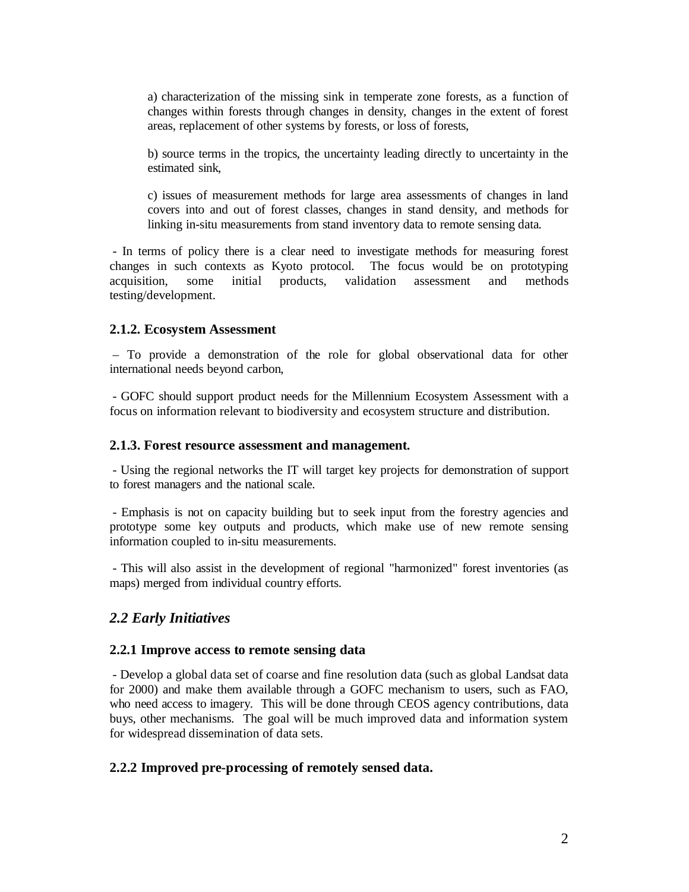a) characterization of the missing sink in temperate zone forests, as a function of changes within forests through changes in density, changes in the extent of forest areas, replacement of other systems by forests, or loss of forests,

b) source terms in the tropics, the uncertainty leading directly to uncertainty in the estimated sink,

c) issues of measurement methods for large area assessments of changes in land covers into and out of forest classes, changes in stand density, and methods for linking in-situ measurements from stand inventory data to remote sensing data.

- In terms of policy there is a clear need to investigate methods for measuring forest changes in such contexts as Kyoto protocol. The focus would be on prototyping acquisition, some initial products, validation assessment and methods testing/development.

### 2.1.2. Ecosystem Assessment

– To provide a demonstration of the role for global observational data for other international needs beyond carbon,

- GOFC should support product needs for the Millennium Ecosystem Assessment with a focus on information relevant to biodiversity and ecosystem structure and distribution.

### 2.1.3. Forest resource assessment and management.

- Using the regional networks the IT will target key projects for demonstration of support to forest managers and the national scale.

- Emphasis is not on capacity building but to seek input from the forestry agencies and prototype some key outputs and products, which make use of new remote sensing information coupled to in-situ measurements.

- This will also assist in the development of regional "harmonized" forest inventories (as maps) merged from individual country efforts.

## *2.2 Early Initiatives*

### 2.2.1 Improve access to remote sensing data

- Develop a global data set of coarse and fine resolution data (such as global Landsat data for 2000) and make them available through a GOFC mechanism to users, such as FAO, who need access to imagery. This will be done through CEOS agency contributions, data buys, other mechanisms. The goal will be much improved data and information system for widespread dissemination of data sets.

### 2.2.2 Improved pre-processing of remotely sensed data.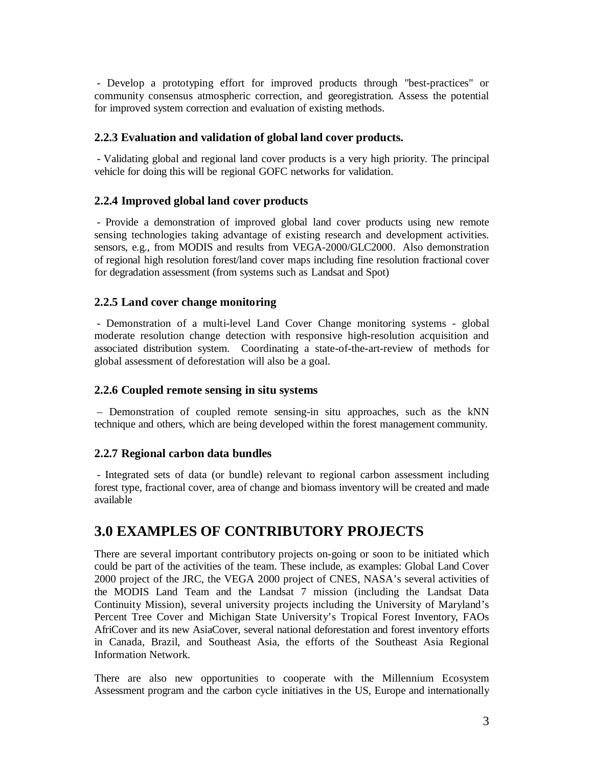- Develop a prototyping effort for improved products through "best-practices" or community consensus atmospheric correction, and georegistration. Assess the potential for improved system correction and evaluation of existing methods.

### 2.2.3 Evaluation and validation of global land cover products.

- Validating global and regional land cover products is a very high priority. The principal vehicle for doing this will be regional GOFC networks for validation.

### 2.2.4 Improved global land cover products

- Provide a demonstration of improved global land cover products using new remote sensing technologies taking advantage of existing research and development activities. sensors, e.g., from MODIS and results from VEGA-2000/GLC2000. Also demonstration of regional high resolution forest/land cover maps including fine resolution fractional cover for degradation assessment (from systems such as Landsat and Spot)

### 2.2.5 Land cover change monitoring

- Demonstration of a multi-level Land Cover Change monitoring systems - global moderate resolution change detection with responsive high-resolution acquisition and associated distribution system. Coordinating a state-of-the-art-review of methods for global assessment of deforestation will also be a goal.

### 2.2.6 Coupled remote sensing in situ systems

– Demonstration of coupled remote sensing-in situ approaches, such as the kNN technique and others, which are being developed within the forest management community.

### 2.2.7 Regional carbon data bundles

- Integrated sets of data (or bundle) relevant to regional carbon assessment including forest type, fractional cover, area of change and biomass inventory will be created and made available

# 3.0 EXAMPLES OF CONTRIBUTORY PROJECTS

There are several important contributory projects on-going or soon to be initiated which could be part of the activities of the team. These include, as examples: Global Land Cover 2000 project of the JRC, the VEGA 2000 project of CNES, NASA's several activities of the MODIS Land Team and the Landsat 7 mission (including the Landsat Data Continuity Mission), several university projects including the University of Maryland's Percent Tree Cover and Michigan State University's Tropical Forest Inventory, FAOs AfriCover and its new AsiaCover, several national deforestation and forest inventory efforts in Canada, Brazil, and Southeast Asia, the efforts of the Southeast Asia Regional Information Network.

There are also new opportunities to cooperate with the Millennium Ecosystem Assessment program and the carbon cycle initiatives in the US, Europe and internationally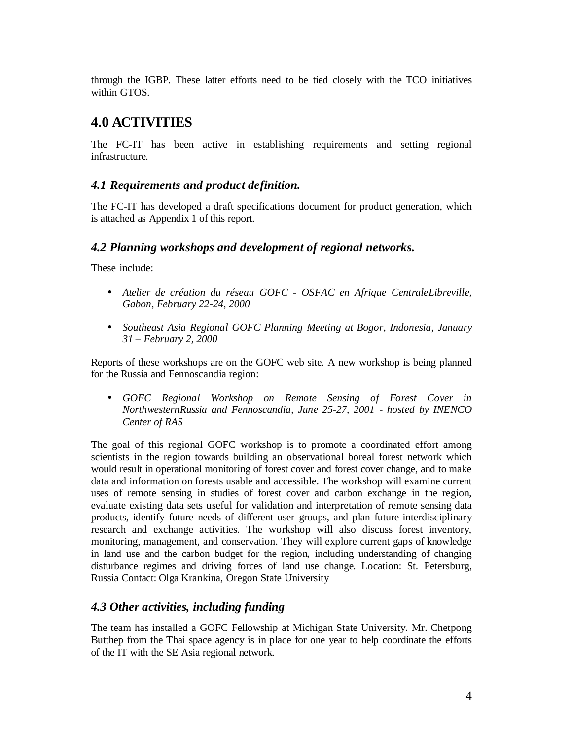through the IGBP. These latter efforts need to be tied closely with the TCO initiatives within GTOS.

# 4.0 ACTIVITIES

The FC-IT has been active in establishing requirements and setting regional infrastructure.

## *4.1 Requirements and product definition.*

The FC-IT has developed a draft specifications document for product generation, which is attached as Appendix 1 of this report.

## *4.2 Planning workshops and development of regional networks.*

These include:

- *Atelier de création du réseau GOFC - OSFAC en Afrique CentraleLibreville, Gabon, February 22-24, 2000*
- *Southeast Asia Regional GOFC Planning Meeting at Bogor, Indonesia, January 31 – February 2, 2000*

Reports of these workshops are on the GOFC web site. A new workshop is being planned for the Russia and Fennoscandia region:

- *GOFC Regional Workshop on Remote Sensing of Forest Cover in NorthwesternRussia and Fennoscandia, June 25-27, 2001 - hosted by INENCO Center of RAS*

The goal of this regional GOFC workshop is to promote a coordinated effort among scientists in the region towards building an observational boreal forest network which would result in operational monitoring of forest cover and forest cover change, and to make data and information on forests usable and accessible. The workshop will examine current uses of remote sensing in studies of forest cover and carbon exchange in the region, evaluate existing data sets useful for validation and interpretation of remote sensing data products, identify future needs of different user groups, and plan future interdisciplinary research and exchange activities. The workshop will also discuss forest inventory, monitoring, management, and conservation. They will explore current gaps of knowledge in land use and the carbon budget for the region, including understanding of changing disturbance regimes and driving forces of land use change. Location: St. Petersburg, Russia Contact: Olga Krankina, Oregon State University

## *4.3 Other activities, including funding*

The team has installed a GOFC Fellowship at Michigan State University. Mr. Chetpong Butthep from the Thai space agency is in place for one year to help coordinate the efforts of the IT with the SE Asia regional network.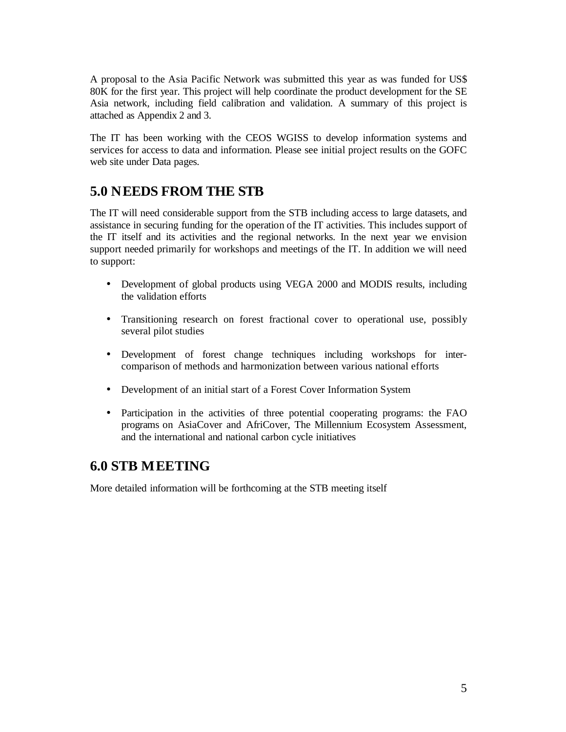A proposal to the Asia Pacific Network was submitted this year as was funded for US$ 80K for the first year. This project will help coordinate the product development for the SE Asia network, including field calibration and validation. A summary of this project is attached as Appendix 2 and 3.

The IT has been working with the CEOS WGISS to develop information systems and services for access to data and information. Please see initial project results on the GOFC web site under Data pages.

## 5.0 NEEDS FROM THE STB

The IT will need considerable support from the STB including access to large datasets, and assistance in securing funding for the operation of the IT activities. This includes support of the IT itself and its activities and the regional networks. In the next year we envision support needed primarily for workshops and meetings of the IT. In addition we will need to support:

- Development of global products using VEGA 2000 and MODIS results, including the validation efforts
- Transitioning research on forest fractional cover to operational use, possibly several pilot studies
- Development of forest change techniques including workshops for inter-comparison of methods and harmonization between various national efforts
- Development of an initial start of a Forest Cover Information System
- Participation in the activities of three potential cooperating programs: the FAO programs on AsiaCover and AfriCover, The Millennium Ecosystem Assessment, and the international and national carbon cycle initiatives

## 6.0 STB MEETING

More detailed information will be forthcoming at the STB meeting itself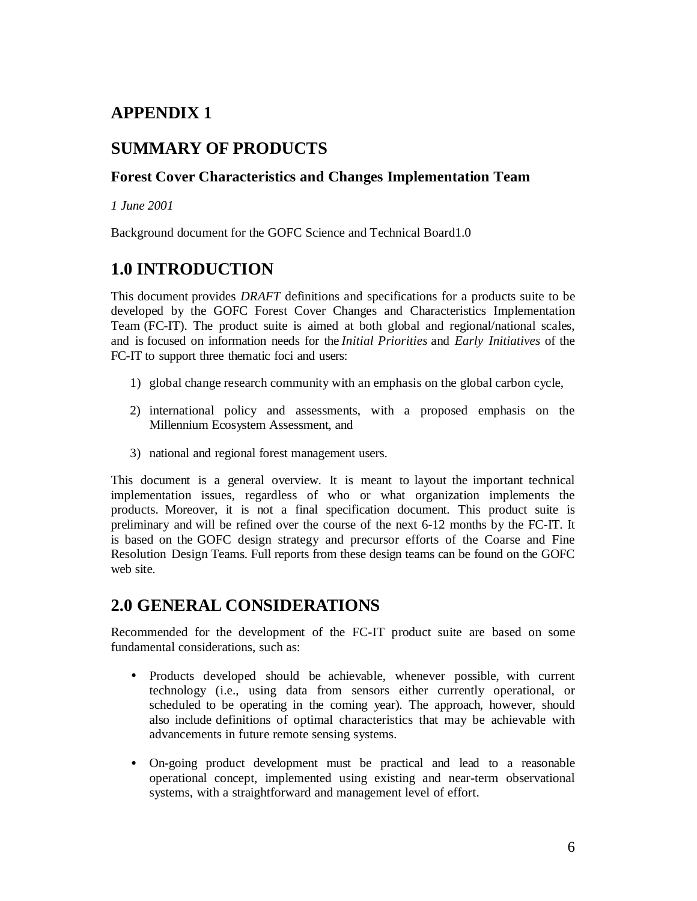# APPENDIX 1

# SUMMARY OF PRODUCTS

### Forest Cover Characteristics and Changes Implementation Team

*1 June 2001*

Background document for the GOFC Science and Technical Board1.0

## 1.0 INTRODUCTION

This document provides *DRAFT* definitions and specifications for a products suite to be developed by the GOFC Forest Cover Changes and Characteristics Implementation Team (FC-IT). The product suite is aimed at both global and regional/national scales, and is focused on information needs for the *Initial Priorities* and *Early Initiatives* of the FC-IT to support three thematic foci and users:

1) global change research community with an emphasis on the global carbon cycle,

2) international policy and assessments, with a proposed emphasis on the Millennium Ecosystem Assessment, and

3) national and regional forest management users.

This document is a general overview. It is meant to layout the important technical implementation issues, regardless of who or what organization implements the products. Moreover, it is not a final specification document. This product suite is preliminary and will be refined over the course of the next 6-12 months by the FC-IT. It is based on the GOFC design strategy and precursor efforts of the Coarse and Fine Resolution Design Teams. Full reports from these design teams can be found on the GOFC web site.

## 2.0 GENERAL CONSIDERATIONS

Recommended for the development of the FC-IT product suite are based on some fundamental considerations, such as:

- Products developed should be achievable, whenever possible, with current technology (i.e., using data from sensors either currently operational, or scheduled to be operating in the coming year). The approach, however, should also include definitions of optimal characteristics that may be achievable with advancements in future remote sensing systems.

- On-going product development must be practical and lead to a reasonable operational concept, implemented using existing and near-term observational systems, with a straightforward and management level of effort.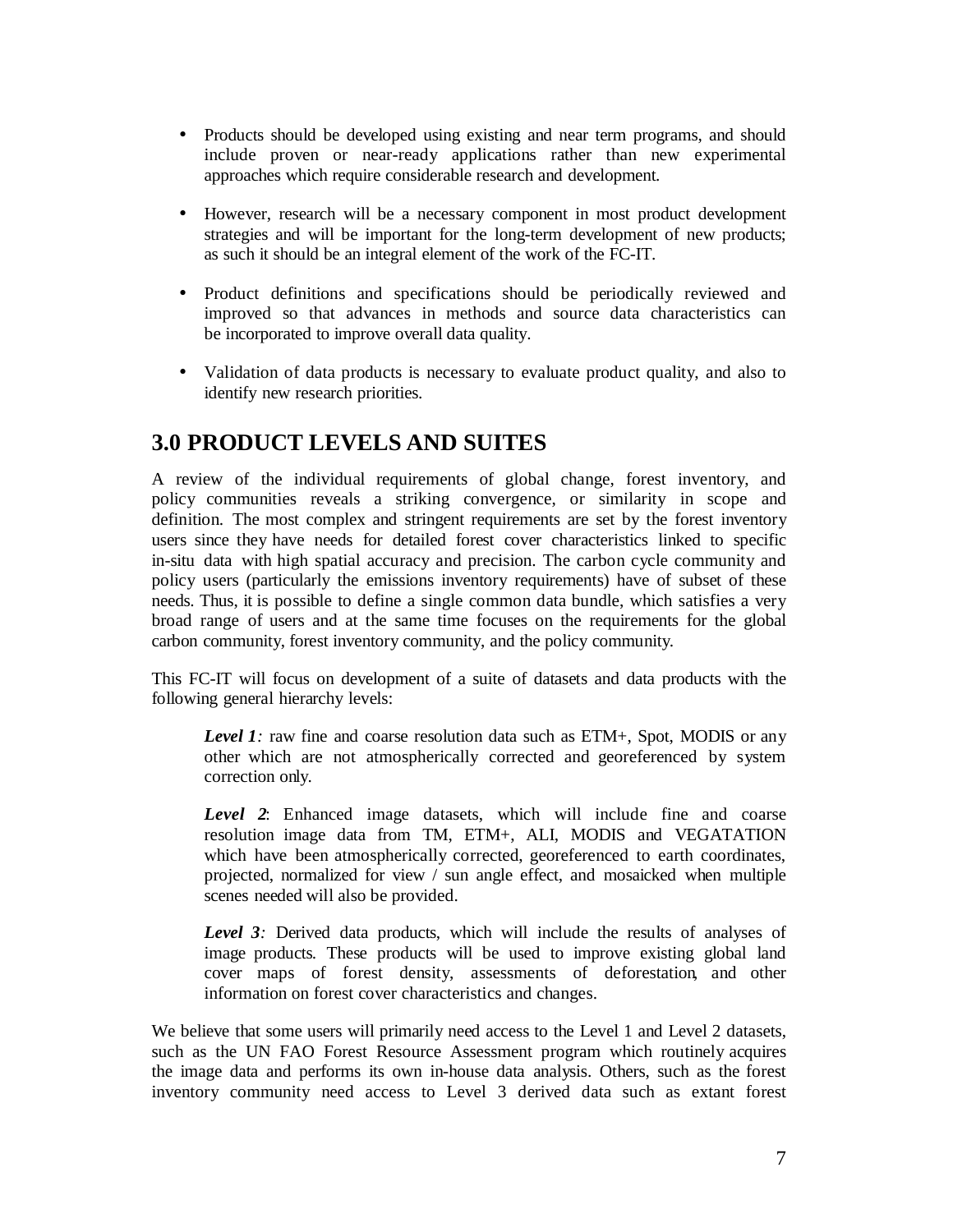- Products should be developed using existing and near term programs, and should include proven or near-ready applications rather than new experimental approaches which require considerable research and development.

- However, research will be a necessary component in most product development strategies and will be important for the long-term development of new products; as such it should be an integral element of the work of the FC-IT.

- Product definitions and specifications should be periodically reviewed and improved so that advances in methods and source data characteristics can be incorporated to improve overall data quality.

- Validation of data products is necessary to evaluate product quality, and also to identify new research priorities.

# 3.0 PRODUCT LEVELS AND SUITES

A review of the individual requirements of global change, forest inventory, and policy communities reveals a striking convergence, or similarity in scope and definition. The most complex and stringent requirements are set by the forest inventory users since they have needs for detailed forest cover characteristics linked to specific in-situ data with high spatial accuracy and precision. The carbon cycle community and policy users (particularly the emissions inventory requirements) have of subset of these needs. Thus, it is possible to define a single common data bundle, which satisfies a very broad range of users and at the same time focuses on the requirements for the global carbon community, forest inventory community, and the policy community.

This FC-IT will focus on development of a suite of datasets and data products with the following general hierarchy levels:

> ***Level 1****:* raw fine and coarse resolution data such as ETM+, Spot, MODIS or any other which are not atmospherically corrected and georeferenced by system correction only.
>
> ***Level 2***: Enhanced image datasets, which will include fine and coarse resolution image data from TM, ETM+, ALI, MODIS and VEGATATION which have been atmospherically corrected, georeferenced to earth coordinates, projected, normalized for view / sun angle effect, and mosaicked when multiple scenes needed will also be provided.
>
> ***Level 3****:* Derived data products, which will include the results of analyses of image products. These products will be used to improve existing global land cover maps of forest density, assessments of deforestation, and other information on forest cover characteristics and changes.

We believe that some users will primarily need access to the Level 1 and Level 2 datasets, such as the UN FAO Forest Resource Assessment program which routinely acquires the image data and performs its own in-house data analysis. Others, such as the forest inventory community need access to Level 3 derived data such as extant forest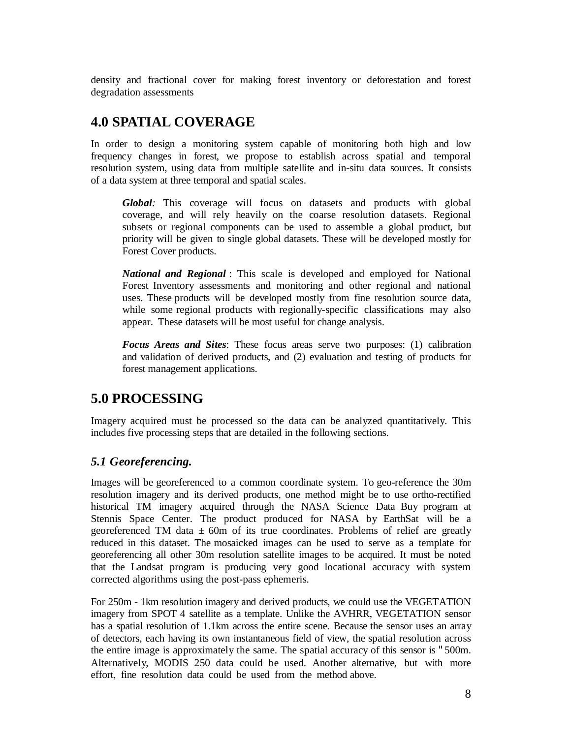density and fractional cover for making forest inventory or deforestation and forest degradation assessments

# 4.0 SPATIAL COVERAGE

In order to design a monitoring system capable of monitoring both high and low frequency changes in forest, we propose to establish across spatial and temporal resolution system, using data from multiple satellite and in-situ data sources. It consists of a data system at three temporal and spatial scales.

> ***Global****:* This coverage will focus on datasets and products with global coverage, and will rely heavily on the coarse resolution datasets. Regional subsets or regional components can be used to assemble a global product, but priority will be given to single global datasets. These will be developed mostly for Forest Cover products.
>
> ***National and Regional*** : This scale is developed and employed for National Forest Inventory assessments and monitoring and other regional and national uses. These products will be developed mostly from fine resolution source data, while some regional products with regionally-specific classifications may also appear. These datasets will be most useful for change analysis.
>
> ***Focus Areas and Sites***: These focus areas serve two purposes: (1) calibration and validation of derived products, and (2) evaluation and testing of products for forest management applications.

# 5.0 PROCESSING

Imagery acquired must be processed so the data can be analyzed quantitatively. This includes five processing steps that are detailed in the following sections.

## *5.1 Georeferencing.*

Images will be georeferenced to a common coordinate system. To geo-reference the 30m resolution imagery and its derived products, one method might be to use ortho-rectified historical TM imagery acquired through the NASA Science Data Buy program at Stennis Space Center. The product produced for NASA by EarthSat will be a georeferenced TM data ± 60m of its true coordinates. Problems of relief are greatly reduced in this dataset. The mosaicked images can be used to serve as a template for georeferencing all other 30m resolution satellite images to be acquired. It must be noted that the Landsat program is producing very good locational accuracy with system corrected algorithms using the post-pass ephemeris.

For 250m - 1km resolution imagery and derived products, we could use the VEGETATION imagery from SPOT 4 satellite as a template. Unlike the AVHRR, VEGETATION sensor has a spatial resolution of 1.1km across the entire scene. Because the sensor uses an array of detectors, each having its own instantaneous field of view, the spatial resolution across the entire image is approximately the same. The spatial accuracy of this sensor is " 500m. Alternatively, MODIS 250 data could be used. Another alternative, but with more effort, fine resolution data could be used from the method above.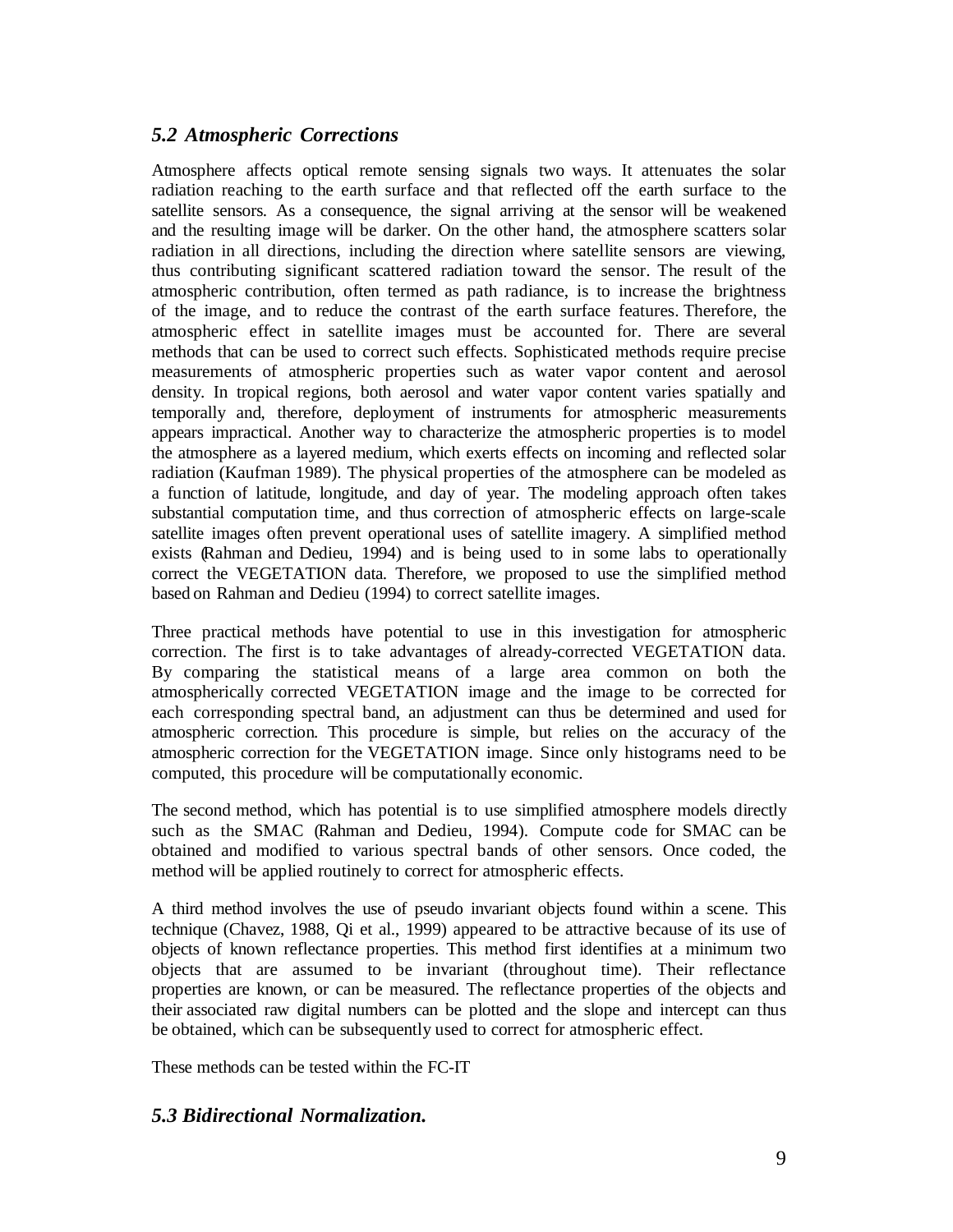## *5.2 Atmospheric Corrections*

Atmosphere affects optical remote sensing signals two ways. It attenuates the solar radiation reaching to the earth surface and that reflected off the earth surface to the satellite sensors. As a consequence, the signal arriving at the sensor will be weakened and the resulting image will be darker. On the other hand, the atmosphere scatters solar radiation in all directions, including the direction where satellite sensors are viewing, thus contributing significant scattered radiation toward the sensor. The result of the atmospheric contribution, often termed as path radiance, is to increase the brightness of the image, and to reduce the contrast of the earth surface features. Therefore, the atmospheric effect in satellite images must be accounted for. There are several methods that can be used to correct such effects. Sophisticated methods require precise measurements of atmospheric properties such as water vapor content and aerosol density. In tropical regions, both aerosol and water vapor content varies spatially and temporally and, therefore, deployment of instruments for atmospheric measurements appears impractical. Another way to characterize the atmospheric properties is to model the atmosphere as a layered medium, which exerts effects on incoming and reflected solar radiation (Kaufman 1989). The physical properties of the atmosphere can be modeled as a function of latitude, longitude, and day of year. The modeling approach often takes substantial computation time, and thus correction of atmospheric effects on large-scale satellite images often prevent operational uses of satellite imagery. A simplified method exists (Rahman and Dedieu, 1994) and is being used to in some labs to operationally correct the VEGETATION data. Therefore, we proposed to use the simplified method based on Rahman and Dedieu (1994) to correct satellite images.

Three practical methods have potential to use in this investigation for atmospheric correction. The first is to take advantages of already-corrected VEGETATION data. By comparing the statistical means of a large area common on both the atmospherically corrected VEGETATION image and the image to be corrected for each corresponding spectral band, an adjustment can thus be determined and used for atmospheric correction. This procedure is simple, but relies on the accuracy of the atmospheric correction for the VEGETATION image. Since only histograms need to be computed, this procedure will be computationally economic.

The second method, which has potential is to use simplified atmosphere models directly such as the SMAC (Rahman and Dedieu, 1994). Compute code for SMAC can be obtained and modified to various spectral bands of other sensors. Once coded, the method will be applied routinely to correct for atmospheric effects.

A third method involves the use of pseudo invariant objects found within a scene. This technique (Chavez, 1988, Qi et al., 1999) appeared to be attractive because of its use of objects of known reflectance properties. This method first identifies at a minimum two objects that are assumed to be invariant (throughout time). Their reflectance properties are known, or can be measured. The reflectance properties of the objects and their associated raw digital numbers can be plotted and the slope and intercept can thus be obtained, which can be subsequently used to correct for atmospheric effect.

These methods can be tested within the FC-IT

## *5.3 Bidirectional Normalization.*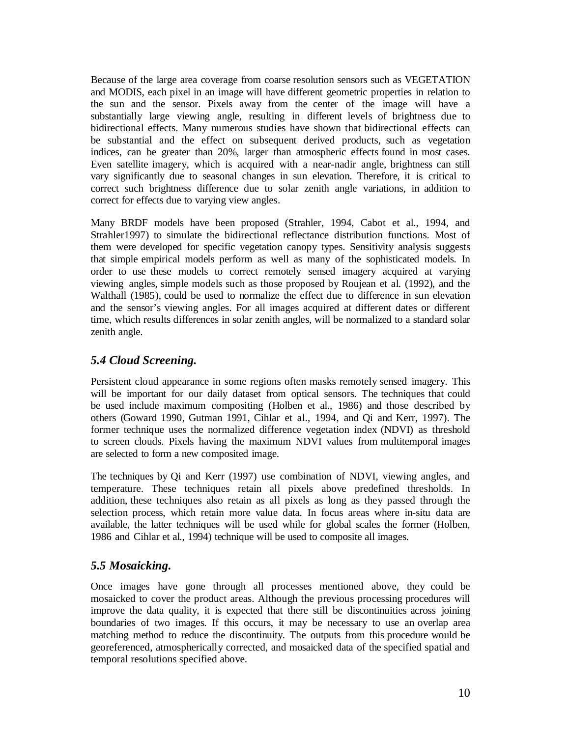Because of the large area coverage from coarse resolution sensors such as VEGETATION and MODIS, each pixel in an image will have different geometric properties in relation to the sun and the sensor. Pixels away from the center of the image will have a substantially large viewing angle, resulting in different levels of brightness due to bidirectional effects. Many numerous studies have shown that bidirectional effects can be substantial and the effect on subsequent derived products, such as vegetation indices, can be greater than 20%, larger than atmospheric effects found in most cases. Even satellite imagery, which is acquired with a near-nadir angle, brightness can still vary significantly due to seasonal changes in sun elevation. Therefore, it is critical to correct such brightness difference due to solar zenith angle variations, in addition to correct for effects due to varying view angles.

Many BRDF models have been proposed (Strahler, 1994, Cabot et al., 1994, and Strahler1997) to simulate the bidirectional reflectance distribution functions. Most of them were developed for specific vegetation canopy types. Sensitivity analysis suggests that simple empirical models perform as well as many of the sophisticated models. In order to use these models to correct remotely sensed imagery acquired at varying viewing angles, simple models such as those proposed by Roujean et al. (1992), and the Walthall (1985), could be used to normalize the effect due to difference in sun elevation and the sensor's viewing angles. For all images acquired at different dates or different time, which results differences in solar zenith angles, will be normalized to a standard solar zenith angle.

### *5.4 Cloud Screening.*

Persistent cloud appearance in some regions often masks remotely sensed imagery. This will be important for our daily dataset from optical sensors. The techniques that could be used include maximum compositing (Holben et al., 1986) and those described by others (Goward 1990, Gutman 1991, Cihlar et al., 1994, and Qi and Kerr, 1997). The former technique uses the normalized difference vegetation index (NDVI) as threshold to screen clouds. Pixels having the maximum NDVI values from multitemporal images are selected to form a new composited image.

The techniques by Qi and Kerr (1997) use combination of NDVI, viewing angles, and temperature. These techniques retain all pixels above predefined thresholds. In addition, these techniques also retain as all pixels as long as they passed through the selection process, which retain more value data. In focus areas where in-situ data are available, the latter techniques will be used while for global scales the former (Holben, 1986 and Cihlar et al., 1994) technique will be used to composite all images.

### *5.5 Mosaicking.*

Once images have gone through all processes mentioned above, they could be mosaicked to cover the product areas. Although the previous processing procedures will improve the data quality, it is expected that there still be discontinuities across joining boundaries of two images. If this occurs, it may be necessary to use an overlap area matching method to reduce the discontinuity. The outputs from this procedure would be georeferenced, atmospherically corrected, and mosaicked data of the specified spatial and temporal resolutions specified above.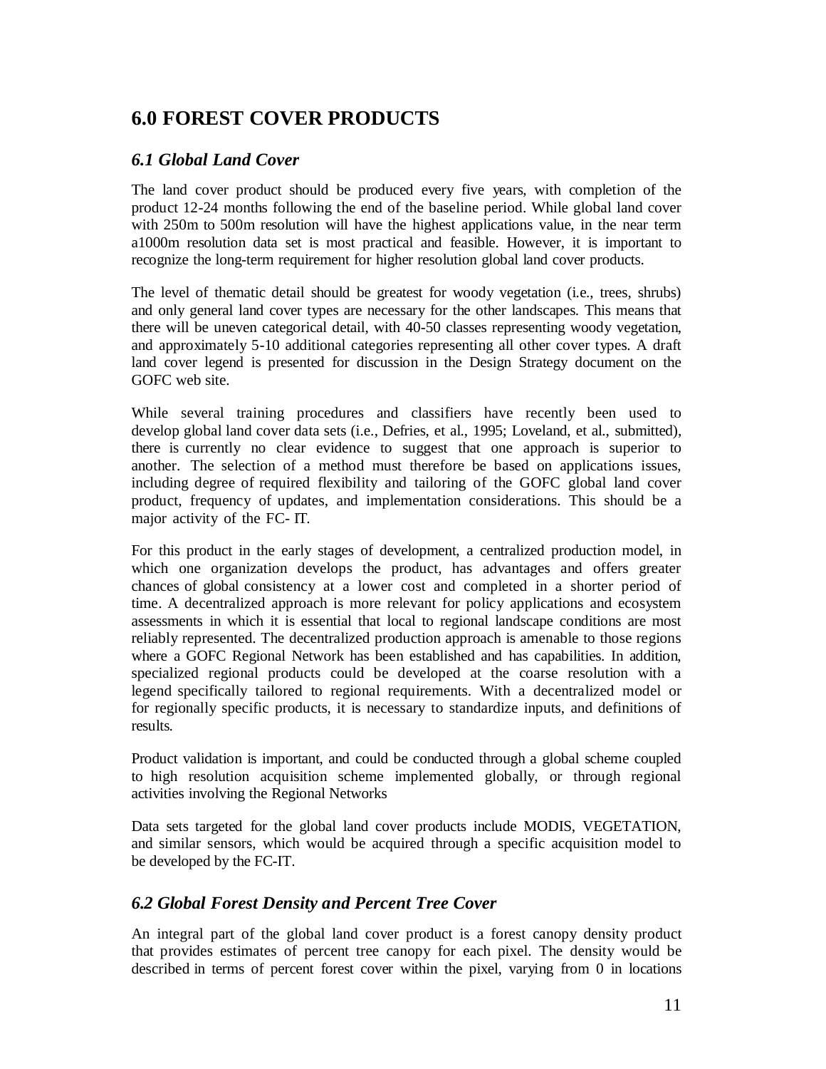# 6.0 FOREST COVER PRODUCTS

## *6.1 Global Land Cover*

The land cover product should be produced every five years, with completion of the product 12-24 months following the end of the baseline period. While global land cover with 250m to 500m resolution will have the highest applications value, in the near term a1000m resolution data set is most practical and feasible. However, it is important to recognize the long-term requirement for higher resolution global land cover products.

The level of thematic detail should be greatest for woody vegetation (i.e., trees, shrubs) and only general land cover types are necessary for the other landscapes. This means that there will be uneven categorical detail, with 40-50 classes representing woody vegetation, and approximately 5-10 additional categories representing all other cover types. A draft land cover legend is presented for discussion in the Design Strategy document on the GOFC web site.

While several training procedures and classifiers have recently been used to develop global land cover data sets (i.e., Defries, et al., 1995; Loveland, et al., submitted), there is currently no clear evidence to suggest that one approach is superior to another. The selection of a method must therefore be based on applications issues, including degree of required flexibility and tailoring of the GOFC global land cover product, frequency of updates, and implementation considerations. This should be a major activity of the FC- IT.

For this product in the early stages of development, a centralized production model, in which one organization develops the product, has advantages and offers greater chances of global consistency at a lower cost and completed in a shorter period of time. A decentralized approach is more relevant for policy applications and ecosystem assessments in which it is essential that local to regional landscape conditions are most reliably represented. The decentralized production approach is amenable to those regions where a GOFC Regional Network has been established and has capabilities. In addition, specialized regional products could be developed at the coarse resolution with a legend specifically tailored to regional requirements. With a decentralized model or for regionally specific products, it is necessary to standardize inputs, and definitions of results.

Product validation is important, and could be conducted through a global scheme coupled to high resolution acquisition scheme implemented globally, or through regional activities involving the Regional Networks

Data sets targeted for the global land cover products include MODIS, VEGETATION, and similar sensors, which would be acquired through a specific acquisition model to be developed by the FC-IT.

## *6.2 Global Forest Density and Percent Tree Cover*

An integral part of the global land cover product is a forest canopy density product that provides estimates of percent tree canopy for each pixel. The density would be described in terms of percent forest cover within the pixel, varying from 0 in locations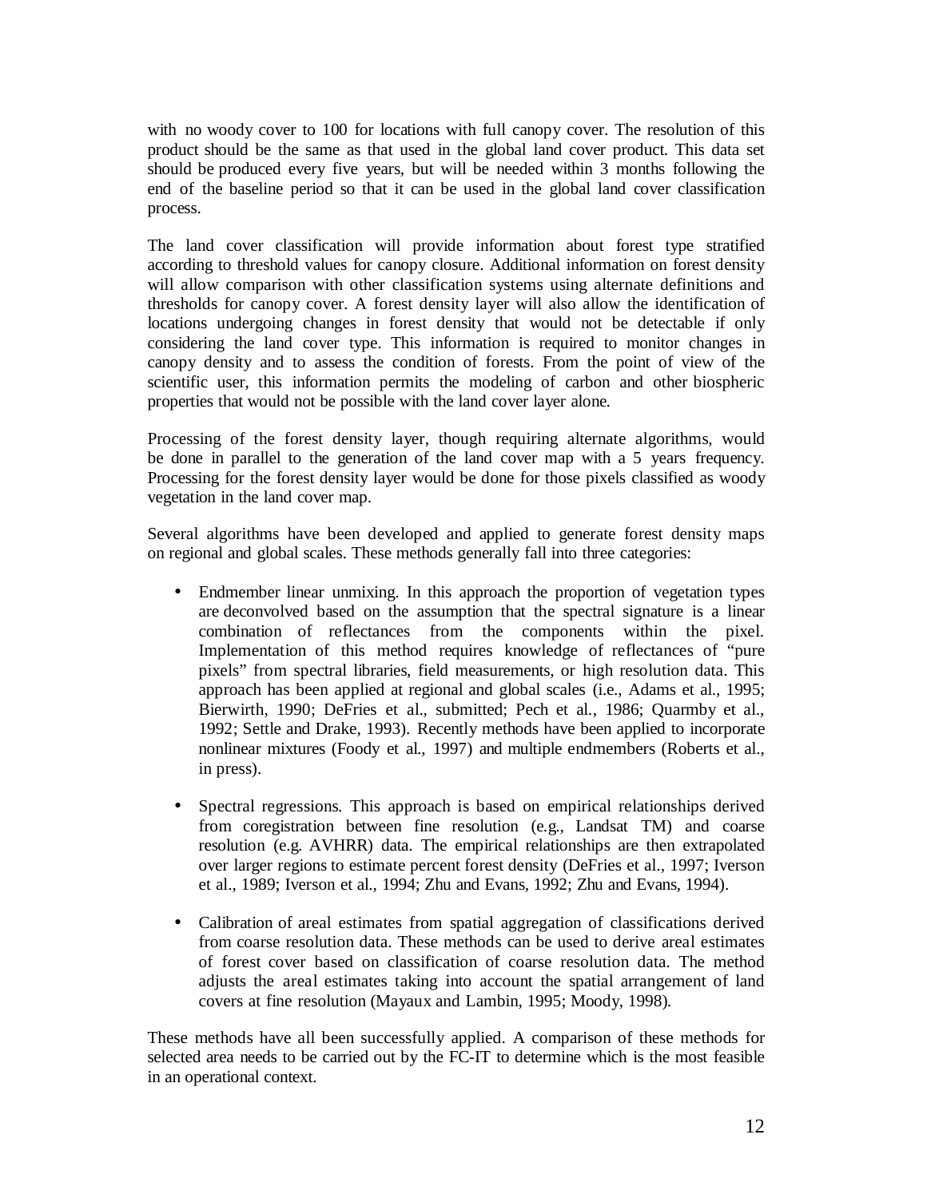with no woody cover to 100 for locations with full canopy cover. The resolution of this product should be the same as that used in the global land cover product. This data set should be produced every five years, but will be needed within 3 months following the end of the baseline period so that it can be used in the global land cover classification process.

The land cover classification will provide information about forest type stratified according to threshold values for canopy closure. Additional information on forest density will allow comparison with other classification systems using alternate definitions and thresholds for canopy cover. A forest density layer will also allow the identification of locations undergoing changes in forest density that would not be detectable if only considering the land cover type. This information is required to monitor changes in canopy density and to assess the condition of forests. From the point of view of the scientific user, this information permits the modeling of carbon and other biospheric properties that would not be possible with the land cover layer alone.

Processing of the forest density layer, though requiring alternate algorithms, would be done in parallel to the generation of the land cover map with a 5 years frequency. Processing for the forest density layer would be done for those pixels classified as woody vegetation in the land cover map.

Several algorithms have been developed and applied to generate forest density maps on regional and global scales. These methods generally fall into three categories:

- Endmember linear unmixing. In this approach the proportion of vegetation types are deconvolved based on the assumption that the spectral signature is a linear combination of reflectances from the components within the pixel. Implementation of this method requires knowledge of reflectances of "pure pixels" from spectral libraries, field measurements, or high resolution data. This approach has been applied at regional and global scales (i.e., Adams et al., 1995; Bierwirth, 1990; DeFries et al., submitted; Pech et al., 1986; Quarmby et al., 1992; Settle and Drake, 1993). Recently methods have been applied to incorporate nonlinear mixtures (Foody et al., 1997) and multiple endmembers (Roberts et al., in press).

- Spectral regressions. This approach is based on empirical relationships derived from coregistration between fine resolution (e.g., Landsat TM) and coarse resolution (e.g. AVHRR) data. The empirical relationships are then extrapolated over larger regions to estimate percent forest density (DeFries et al., 1997; Iverson et al., 1989; Iverson et al., 1994; Zhu and Evans, 1992; Zhu and Evans, 1994).

- Calibration of areal estimates from spatial aggregation of classifications derived from coarse resolution data. These methods can be used to derive areal estimates of forest cover based on classification of coarse resolution data. The method adjusts the areal estimates taking into account the spatial arrangement of land covers at fine resolution (Mayaux and Lambin, 1995; Moody, 1998).

These methods have all been successfully applied. A comparison of these methods for selected area needs to be carried out by the FC-IT to determine which is the most feasible in an operational context.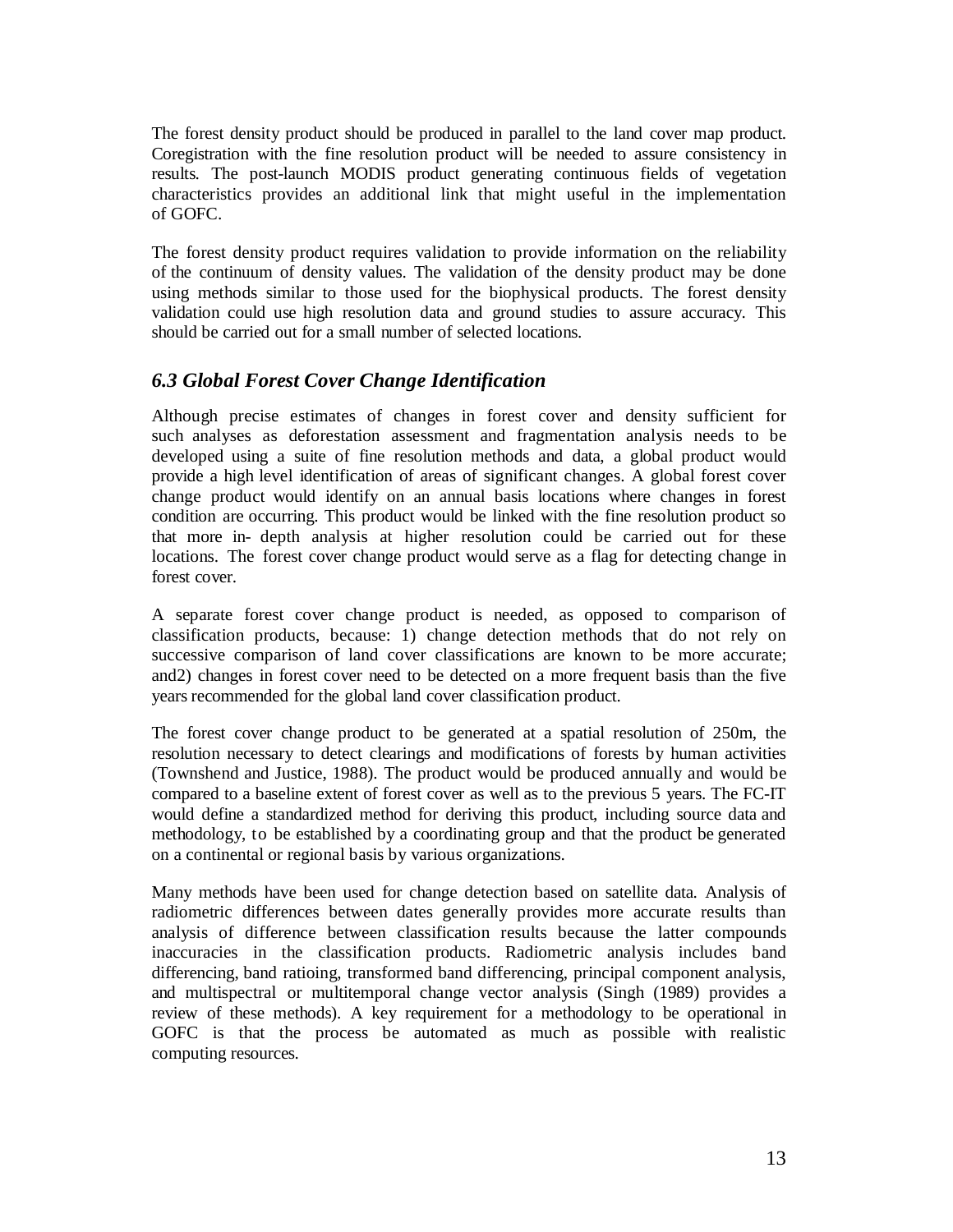The forest density product should be produced in parallel to the land cover map product. Coregistration with the fine resolution product will be needed to assure consistency in results. The post-launch MODIS product generating continuous fields of vegetation characteristics provides an additional link that might useful in the implementation of GOFC.

The forest density product requires validation to provide information on the reliability of the continuum of density values. The validation of the density product may be done using methods similar to those used for the biophysical products. The forest density validation could use high resolution data and ground studies to assure accuracy. This should be carried out for a small number of selected locations.

### *6.3 Global Forest Cover Change Identification*

Although precise estimates of changes in forest cover and density sufficient for such analyses as deforestation assessment and fragmentation analysis needs to be developed using a suite of fine resolution methods and data, a global product would provide a high level identification of areas of significant changes. A global forest cover change product would identify on an annual basis locations where changes in forest condition are occurring. This product would be linked with the fine resolution product so that more in- depth analysis at higher resolution could be carried out for these locations. The forest cover change product would serve as a flag for detecting change in forest cover.

A separate forest cover change product is needed, as opposed to comparison of classification products, because: 1) change detection methods that do not rely on successive comparison of land cover classifications are known to be more accurate; and2) changes in forest cover need to be detected on a more frequent basis than the five years recommended for the global land cover classification product.

The forest cover change product to be generated at a spatial resolution of 250m, the resolution necessary to detect clearings and modifications of forests by human activities (Townshend and Justice, 1988). The product would be produced annually and would be compared to a baseline extent of forest cover as well as to the previous 5 years. The FC-IT would define a standardized method for deriving this product, including source data and methodology, to be established by a coordinating group and that the product be generated on a continental or regional basis by various organizations.

Many methods have been used for change detection based on satellite data. Analysis of radiometric differences between dates generally provides more accurate results than analysis of difference between classification results because the latter compounds inaccuracies in the classification products. Radiometric analysis includes band differencing, band ratioing, transformed band differencing, principal component analysis, and multispectral or multitemporal change vector analysis (Singh (1989) provides a review of these methods). A key requirement for a methodology to be operational in GOFC is that the process be automated as much as possible with realistic computing resources.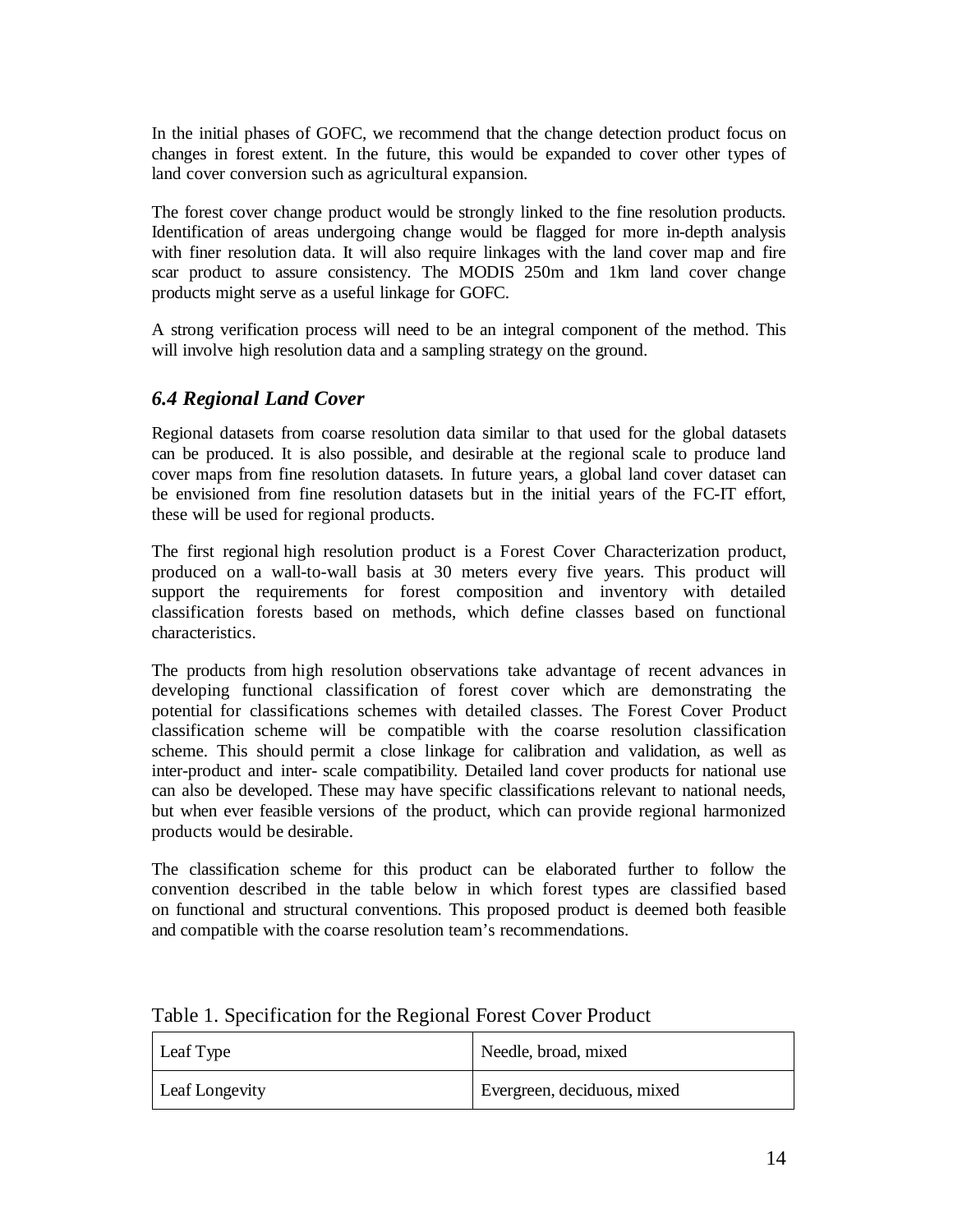In the initial phases of GOFC, we recommend that the change detection product focus on changes in forest extent. In the future, this would be expanded to cover other types of land cover conversion such as agricultural expansion.

The forest cover change product would be strongly linked to the fine resolution products. Identification of areas undergoing change would be flagged for more in-depth analysis with finer resolution data. It will also require linkages with the land cover map and fire scar product to assure consistency. The MODIS 250m and 1km land cover change products might serve as a useful linkage for GOFC.

A strong verification process will need to be an integral component of the method. This will involve high resolution data and a sampling strategy on the ground.

### *6.4 Regional Land Cover*

Regional datasets from coarse resolution data similar to that used for the global datasets can be produced. It is also possible, and desirable at the regional scale to produce land cover maps from fine resolution datasets. In future years, a global land cover dataset can be envisioned from fine resolution datasets but in the initial years of the FC-IT effort, these will be used for regional products.

The first regional high resolution product is a Forest Cover Characterization product, produced on a wall-to-wall basis at 30 meters every five years. This product will support the requirements for forest composition and inventory with detailed classification forests based on methods, which define classes based on functional characteristics.

The products from high resolution observations take advantage of recent advances in developing functional classification of forest cover which are demonstrating the potential for classifications schemes with detailed classes. The Forest Cover Product classification scheme will be compatible with the coarse resolution classification scheme. This should permit a close linkage for calibration and validation, as well as inter-product and inter- scale compatibility. Detailed land cover products for national use can also be developed. These may have specific classifications relevant to national needs, but when ever feasible versions of the product, which can provide regional harmonized products would be desirable.

The classification scheme for this product can be elaborated further to follow the convention described in the table below in which forest types are classified based on functional and structural conventions. This proposed product is deemed both feasible and compatible with the coarse resolution team's recommendations.

Table 1. Specification for the Regional Forest Cover Product

| | |
|---|---|
| Leaf Type | Needle, broad, mixed |
| Leaf Longevity | Evergreen, deciduous, mixed |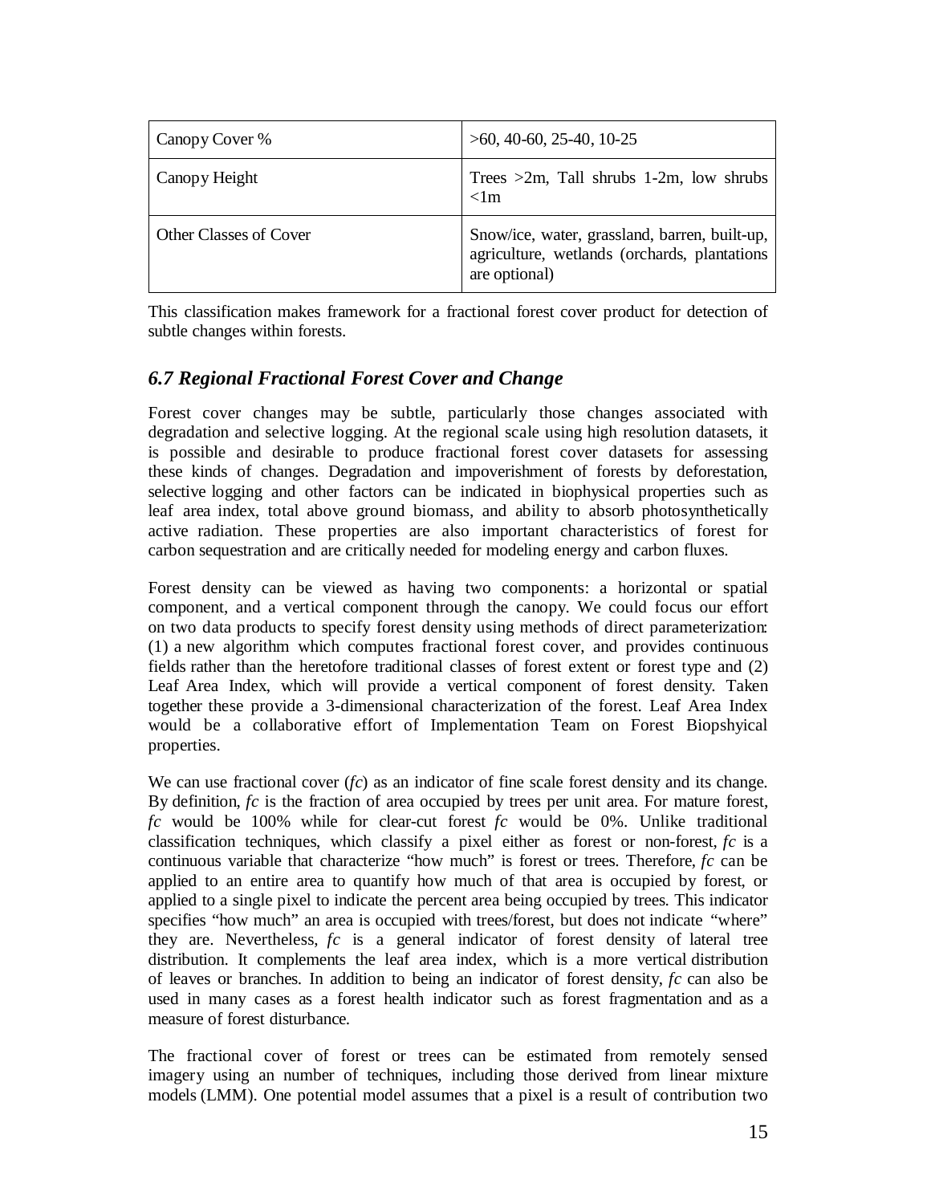| Canopy Cover % | >60, 40-60, 25-40, 10-25 |
| --- | --- |
| Canopy Height | Trees >2m, Tall shrubs 1-2m, low shrubs <1m |
| Other Classes of Cover | Snow/ice, water, grassland, barren, built-up, agriculture, wetlands (orchards, plantations are optional) |

This classification makes framework for a fractional forest cover product for detection of subtle changes within forests.

### *6.7 Regional Fractional Forest Cover and Change*

Forest cover changes may be subtle, particularly those changes associated with degradation and selective logging. At the regional scale using high resolution datasets, it is possible and desirable to produce fractional forest cover datasets for assessing these kinds of changes. Degradation and impoverishment of forests by deforestation, selective logging and other factors can be indicated in biophysical properties such as leaf area index, total above ground biomass, and ability to absorb photosynthetically active radiation. These properties are also important characteristics of forest for carbon sequestration and are critically needed for modeling energy and carbon fluxes.

Forest density can be viewed as having two components: a horizontal or spatial component, and a vertical component through the canopy. We could focus our effort on two data products to specify forest density using methods of direct parameterization: (1) a new algorithm which computes fractional forest cover, and provides continuous fields rather than the heretofore traditional classes of forest extent or forest type and (2) Leaf Area Index, which will provide a vertical component of forest density. Taken together these provide a 3-dimensional characterization of the forest. Leaf Area Index would be a collaborative effort of Implementation Team on Forest Biopshyical properties.

We can use fractional cover (*fc*) as an indicator of fine scale forest density and its change. By definition, *fc* is the fraction of area occupied by trees per unit area. For mature forest, *fc* would be 100% while for clear-cut forest *fc* would be 0%. Unlike traditional classification techniques, which classify a pixel either as forest or non-forest, *fc* is a continuous variable that characterize "how much" is forest or trees. Therefore, *fc* can be applied to an entire area to quantify how much of that area is occupied by forest, or applied to a single pixel to indicate the percent area being occupied by trees. This indicator specifies "how much" an area is occupied with trees/forest, but does not indicate "where" they are. Nevertheless, *fc* is a general indicator of forest density of lateral tree distribution. It complements the leaf area index, which is a more vertical distribution of leaves or branches. In addition to being an indicator of forest density, *fc* can also be used in many cases as a forest health indicator such as forest fragmentation and as a measure of forest disturbance.

The fractional cover of forest or trees can be estimated from remotely sensed imagery using an number of techniques, including those derived from linear mixture models (LMM). One potential model assumes that a pixel is a result of contribution two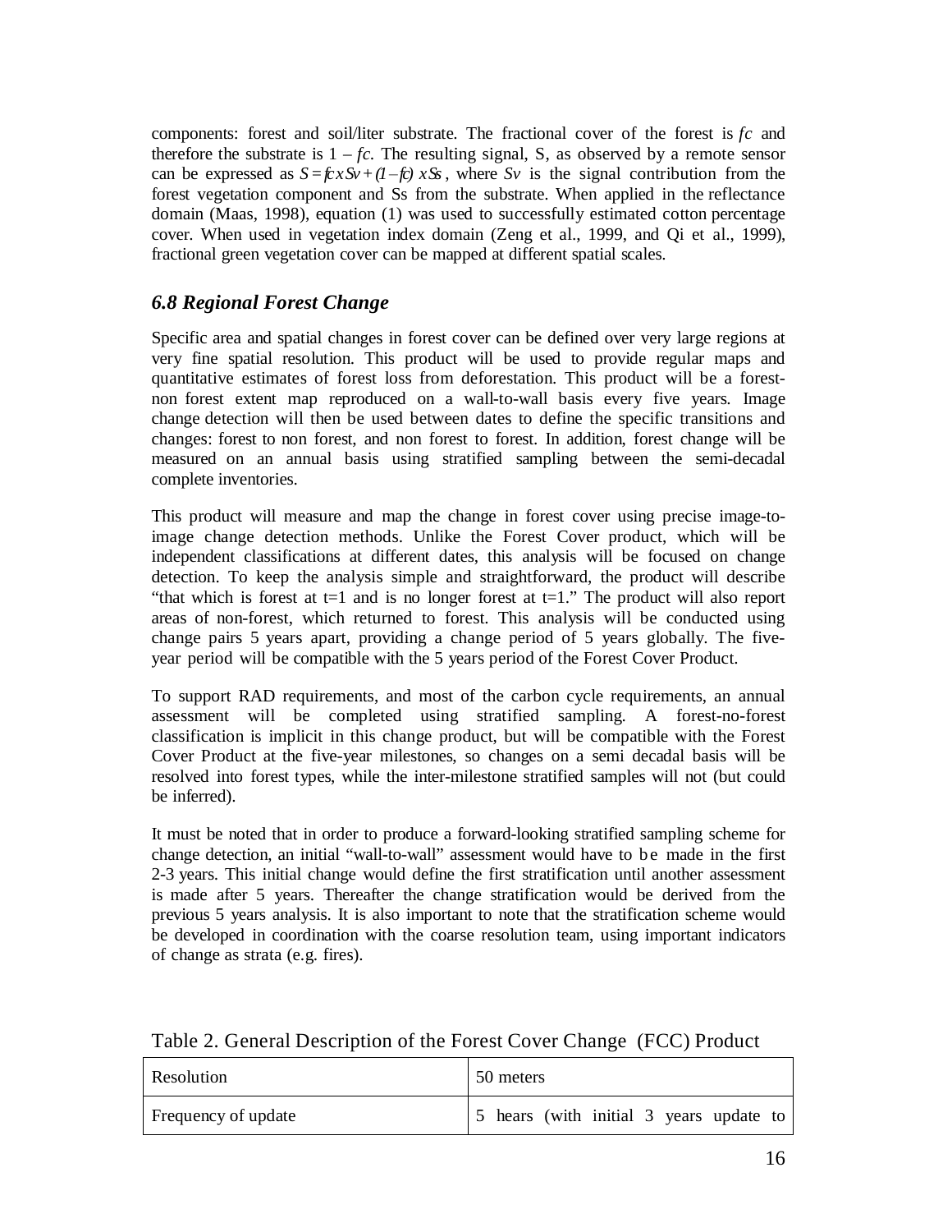components: forest and soil/liter substrate. The fractional cover of the forest is $fc$ and therefore the substrate is $1 - fc$. The resulting signal, S, as observed by a remote sensor can be expressed as $S = fc \times Sv + (1 - fc) \times Ss$, where $Sv$ is the signal contribution from the forest vegetation component and Ss from the substrate. When applied in the reflectance domain (Maas, 1998), equation (1) was used to successfully estimated cotton percentage cover. When used in vegetation index domain (Zeng et al., 1999, and Qi et al., 1999), fractional green vegetation cover can be mapped at different spatial scales.

## *6.8 Regional Forest Change*

Specific area and spatial changes in forest cover can be defined over very large regions at very fine spatial resolution. This product will be used to provide regular maps and quantitative estimates of forest loss from deforestation. This product will be a forest-non forest extent map reproduced on a wall-to-wall basis every five years. Image change detection will then be used between dates to define the specific transitions and changes: forest to non forest, and non forest to forest. In addition, forest change will be measured on an annual basis using stratified sampling between the semi-decadal complete inventories.

This product will measure and map the change in forest cover using precise image-to-image change detection methods. Unlike the Forest Cover product, which will be independent classifications at different dates, this analysis will be focused on change detection. To keep the analysis simple and straightforward, the product will describe "that which is forest at t=1 and is no longer forest at t=1." The product will also report areas of non-forest, which returned to forest. This analysis will be conducted using change pairs 5 years apart, providing a change period of 5 years globally. The five-year period will be compatible with the 5 years period of the Forest Cover Product.

To support RAD requirements, and most of the carbon cycle requirements, an annual assessment will be completed using stratified sampling. A forest-no-forest classification is implicit in this change product, but will be compatible with the Forest Cover Product at the five-year milestones, so changes on a semi decadal basis will be resolved into forest types, while the inter-milestone stratified samples will not (but could be inferred).

It must be noted that in order to produce a forward-looking stratified sampling scheme for change detection, an initial "wall-to-wall" assessment would have to be made in the first 2-3 years. This initial change would define the first stratification until another assessment is made after 5 years. Thereafter the change stratification would be derived from the previous 5 years analysis. It is also important to note that the stratification scheme would be developed in coordination with the coarse resolution team, using important indicators of change as strata (e.g. fires).

Table 2. General Description of the Forest Cover Change (FCC) Product

| Resolution | 50 meters |
|---|---|
| Frequency of update | 5 hears (with initial 3 years update to |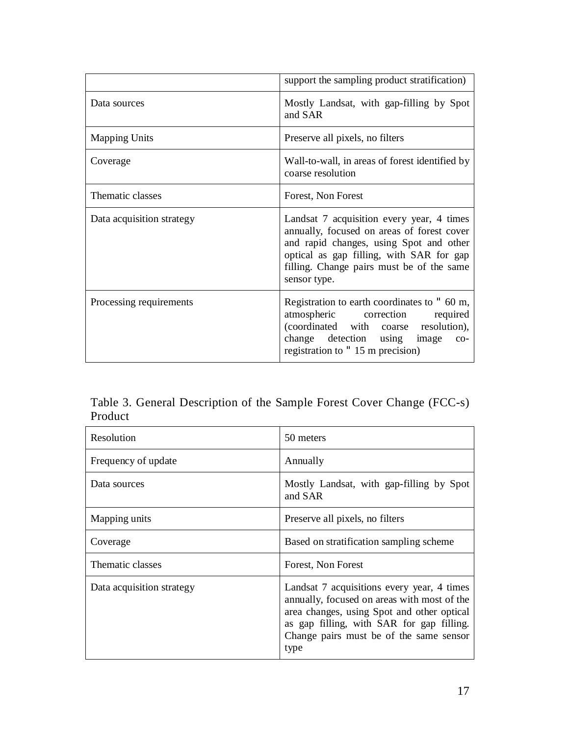| | support the sampling product stratification) |
|---|---|
| Data sources | Mostly Landsat, with gap-filling by Spot and SAR |
| Mapping Units | Preserve all pixels, no filters |
| Coverage | Wall-to-wall, in areas of forest identified by coarse resolution |
| Thematic classes | Forest, Non Forest |
| Data acquisition strategy | Landsat 7 acquisition every year, 4 times annually, focused on areas of forest cover and rapid changes, using Spot and other optical as gap filling, with SAR for gap filling. Change pairs must be of the same sensor type. |
| Processing requirements | Registration to earth coordinates to " 60 m, atmospheric correction required (coordinated with coarse resolution), change detection using image co-registration to " 15 m precision) |

Table 3. General Description of the Sample Forest Cover Change (FCC-s) Product

| Resolution | 50 meters |
|---|---|
| Frequency of update | Annually |
| Data sources | Mostly Landsat, with gap-filling by Spot and SAR |
| Mapping units | Preserve all pixels, no filters |
| Coverage | Based on stratification sampling scheme |
| Thematic classes | Forest, Non Forest |
| Data acquisition strategy | Landsat 7 acquisitions every year, 4 times annually, focused on areas with most of the area changes, using Spot and other optical as gap filling, with SAR for gap filling. Change pairs must be of the same sensor type |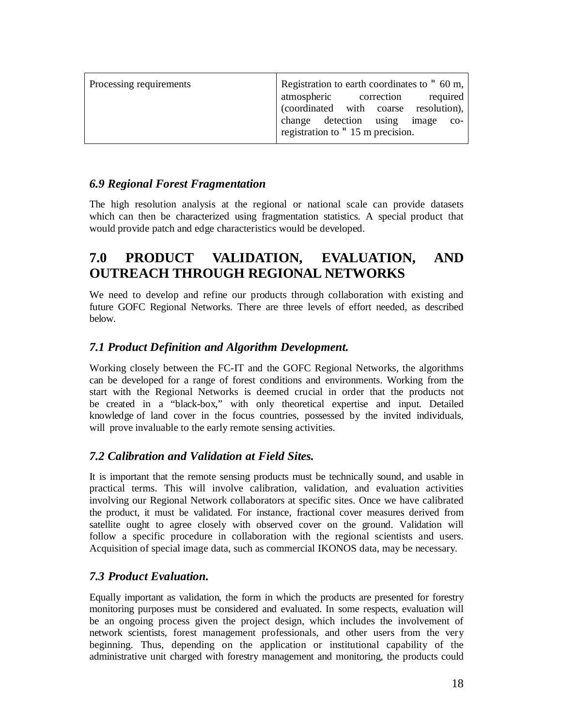| Processing requirements | Registration to earth coordinates to " 60 m, atmospheric correction required (coordinated with coarse resolution), change detection using image co-registration to " 15 m precision. |
|---|---|

### *6.9 Regional Forest Fragmentation*

The high resolution analysis at the regional or national scale can provide datasets which can then be characterized using fragmentation statistics. A special product that would provide patch and edge characteristics would be developed.

## 7.0 PRODUCT VALIDATION, EVALUATION, AND OUTREACH THROUGH REGIONAL NETWORKS

We need to develop and refine our products through collaboration with existing and future GOFC Regional Networks. There are three levels of effort needed, as described below.

### *7.1 Product Definition and Algorithm Development.*

Working closely between the FC-IT and the GOFC Regional Networks, the algorithms can be developed for a range of forest conditions and environments. Working from the start with the Regional Networks is deemed crucial in order that the products not be created in a "black-box," with only theoretical expertise and input. Detailed knowledge of land cover in the focus countries, possessed by the invited individuals, will prove invaluable to the early remote sensing activities.

### *7.2 Calibration and Validation at Field Sites.*

It is important that the remote sensing products must be technically sound, and usable in practical terms. This will involve calibration, validation, and evaluation activities involving our Regional Network collaborators at specific sites. Once we have calibrated the product, it must be validated. For instance, fractional cover measures derived from satellite ought to agree closely with observed cover on the ground. Validation will follow a specific procedure in collaboration with the regional scientists and users. Acquisition of special image data, such as commercial IKONOS data, may be necessary.

### *7.3 Product Evaluation.*

Equally important as validation, the form in which the products are presented for forestry monitoring purposes must be considered and evaluated. In some respects, evaluation will be an ongoing process given the project design, which includes the involvement of network scientists, forest management professionals, and other users from the very beginning. Thus, depending on the application or institutional capability of the administrative unit charged with forestry management and monitoring, the products could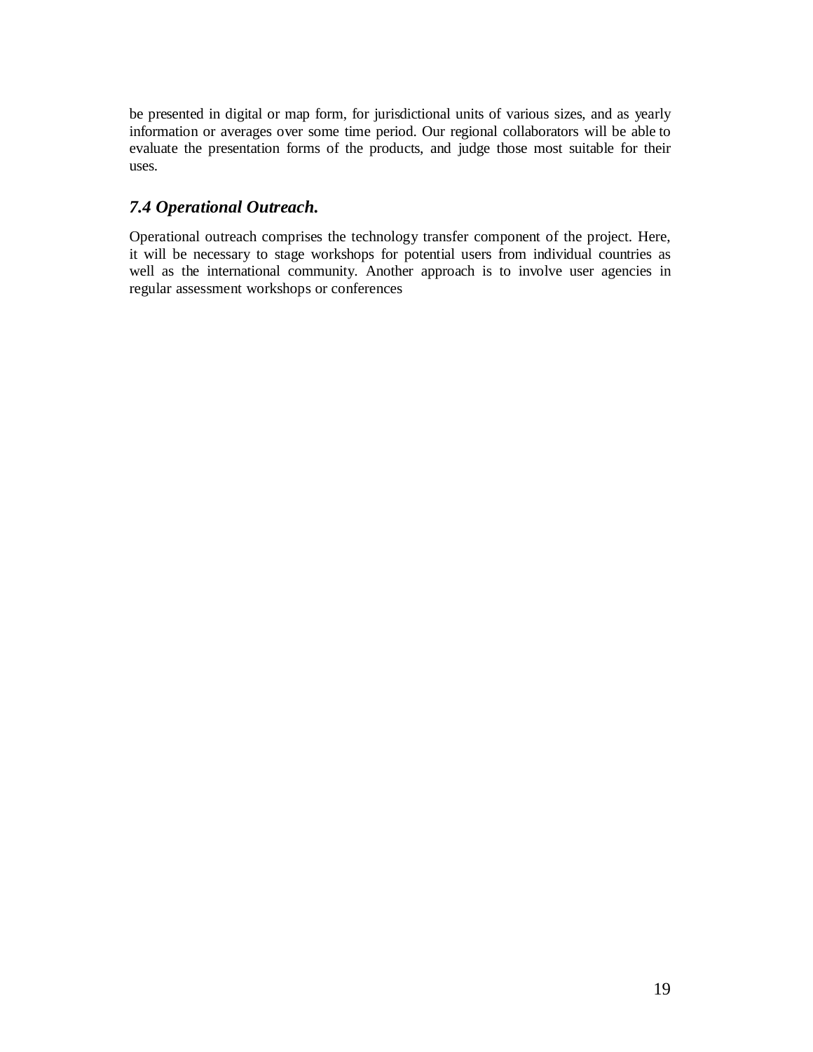be presented in digital or map form, for jurisdictional units of various sizes, and as yearly information or averages over some time period. Our regional collaborators will be able to evaluate the presentation forms of the products, and judge those most suitable for their uses.

### *7.4 Operational Outreach.*

Operational outreach comprises the technology transfer component of the project. Here, it will be necessary to stage workshops for potential users from individual countries as well as the international community. Another approach is to involve user agencies in regular assessment workshops or conferences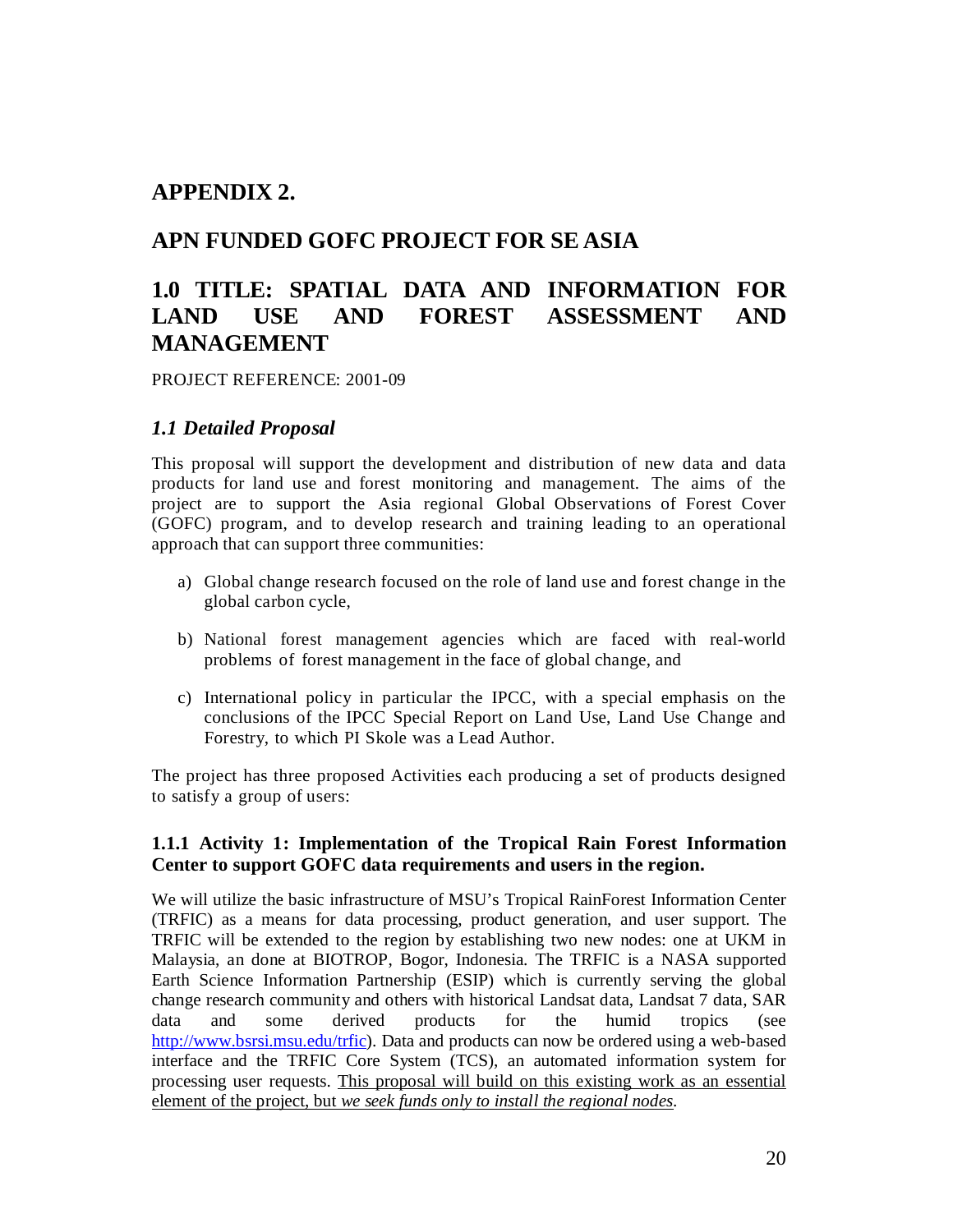# APPENDIX 2.

# APN FUNDED GOFC PROJECT FOR SE ASIA

# 1.0 TITLE: SPATIAL DATA AND INFORMATION FOR LAND USE AND FOREST ASSESSMENT AND MANAGEMENT

PROJECT REFERENCE: 2001-09

## *1.1 Detailed Proposal*

This proposal will support the development and distribution of new data and data products for land use and forest monitoring and management. The aims of the project are to support the Asia regional Global Observations of Forest Cover (GOFC) program, and to develop research and training leading to an operational approach that can support three communities:

a) Global change research focused on the role of land use and forest change in the global carbon cycle,

b) National forest management agencies which are faced with real-world problems of forest management in the face of global change, and

c) International policy in particular the IPCC, with a special emphasis on the conclusions of the IPCC Special Report on Land Use, Land Use Change and Forestry, to which PI Skole was a Lead Author.

The project has three proposed Activities each producing a set of products designed to satisfy a group of users:

### 1.1.1 Activity 1: Implementation of the Tropical Rain Forest Information Center to support GOFC data requirements and users in the region.

We will utilize the basic infrastructure of MSU's Tropical RainForest Information Center (TRFIC) as a means for data processing, product generation, and user support. The TRFIC will be extended to the region by establishing two new nodes: one at UKM in Malaysia, an done at BIOTROP, Bogor, Indonesia. The TRFIC is a NASA supported Earth Science Information Partnership (ESIP) which is currently serving the global change research community and others with historical Landsat data, Landsat 7 data, SAR data and some derived products for the humid tropics (see http://www.bsrsi.msu.edu/trfic). Data and products can now be ordered using a web-based interface and the TRFIC Core System (TCS), an automated information system for processing user requests. <u>This proposal will build on this existing work as an essential element of the project, but *we seek funds only to install the regional nodes*.</u>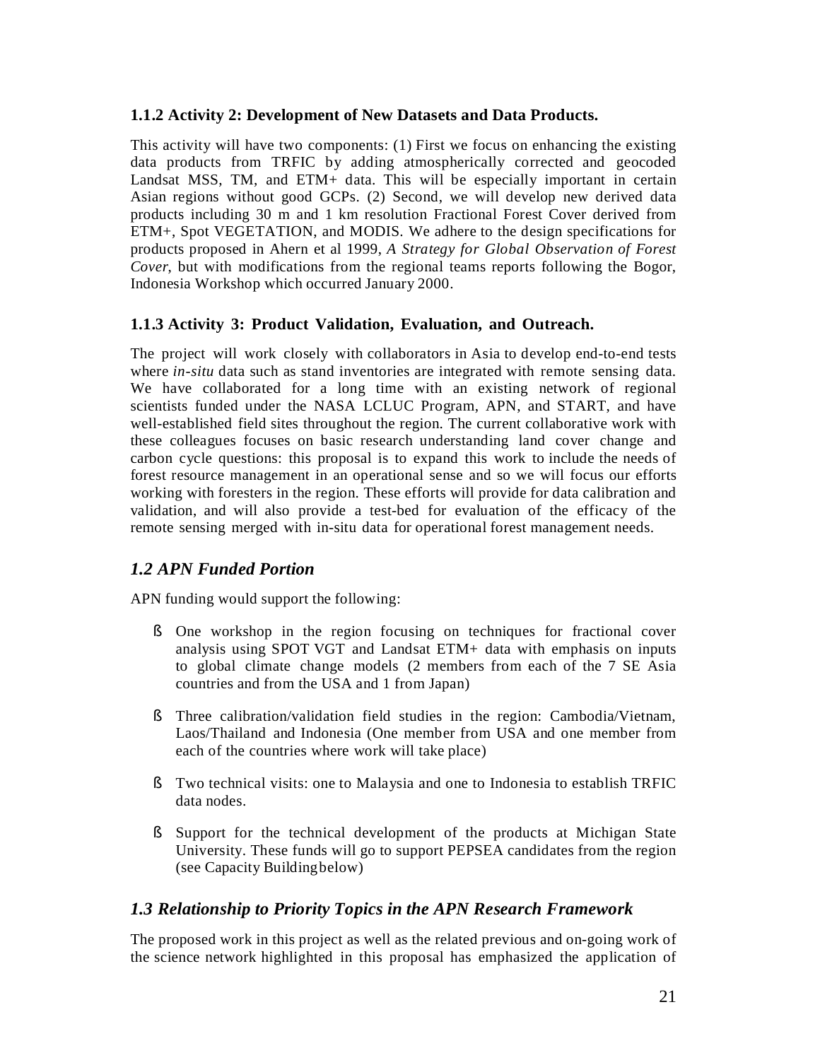### 1.1.2 Activity 2: Development of New Datasets and Data Products.

This activity will have two components: (1) First we focus on enhancing the existing data products from TRFIC by adding atmospherically corrected and geocoded Landsat MSS, TM, and ETM+ data. This will be especially important in certain Asian regions without good GCPs. (2) Second, we will develop new derived data products including 30 m and 1 km resolution Fractional Forest Cover derived from ETM+, Spot VEGETATION, and MODIS. We adhere to the design specifications for products proposed in Ahern et al 1999, *A Strategy for Global Observation of Forest Cover*, but with modifications from the regional teams reports following the Bogor, Indonesia Workshop which occurred January 2000.

### 1.1.3 Activity 3: Product Validation, Evaluation, and Outreach.

The project will work closely with collaborators in Asia to develop end-to-end tests where *in-situ* data such as stand inventories are integrated with remote sensing data. We have collaborated for a long time with an existing network of regional scientists funded under the NASA LCLUC Program, APN, and START, and have well-established field sites throughout the region. The current collaborative work with these colleagues focuses on basic research understanding land cover change and carbon cycle questions: this proposal is to expand this work to include the needs of forest resource management in an operational sense and so we will focus our efforts working with foresters in the region. These efforts will provide for data calibration and validation, and will also provide a test-bed for evaluation of the efficacy of the remote sensing merged with in-situ data for operational forest management needs.

## *1.2 APN Funded Portion*

APN funding would support the following:

- One workshop in the region focusing on techniques for fractional cover analysis using SPOT VGT and Landsat ETM+ data with emphasis on inputs to global climate change models (2 members from each of the 7 SE Asia countries and from the USA and 1 from Japan)
- Three calibration/validation field studies in the region: Cambodia/Vietnam, Laos/Thailand and Indonesia (One member from USA and one member from each of the countries where work will take place)
- Two technical visits: one to Malaysia and one to Indonesia to establish TRFIC data nodes.
- Support for the technical development of the products at Michigan State University. These funds will go to support PEPSEA candidates from the region (see Capacity Building below)

## *1.3 Relationship to Priority Topics in the APN Research Framework*

The proposed work in this project as well as the related previous and on-going work of the science network highlighted in this proposal has emphasized the application of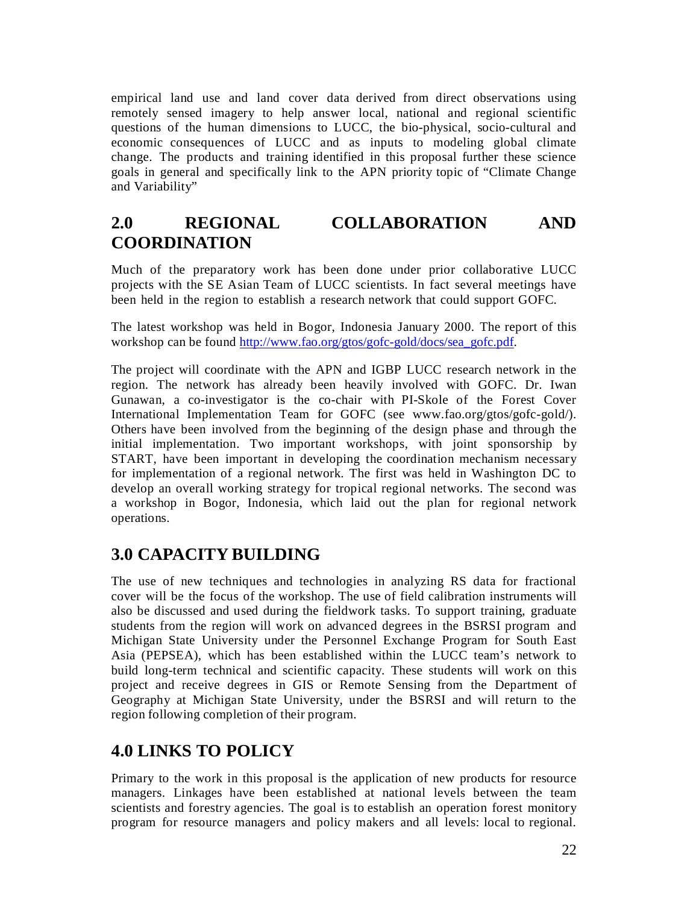empirical land use and land cover data derived from direct observations using remotely sensed imagery to help answer local, national and regional scientific questions of the human dimensions to LUCC, the bio-physical, socio-cultural and economic consequences of LUCC and as inputs to modeling global climate change. The products and training identified in this proposal further these science goals in general and specifically link to the APN priority topic of "Climate Change and Variability"

## 2.0 REGIONAL COLLABORATION AND COORDINATION

Much of the preparatory work has been done under prior collaborative LUCC projects with the SE Asian Team of LUCC scientists. In fact several meetings have been held in the region to establish a research network that could support GOFC.

The latest workshop was held in Bogor, Indonesia January 2000. The report of this workshop can be found [http://www.fao.org/gtos/gofc-gold/docs/sea_gofc.pdf](http://www.fao.org/gtos/gofc-gold/docs/sea_gofc.pdf).

The project will coordinate with the APN and IGBP LUCC research network in the region. The network has already been heavily involved with GOFC. Dr. Iwan Gunawan, a co-investigator is the co-chair with PI-Skole of the Forest Cover International Implementation Team for GOFC (see www.fao.org/gtos/gofc-gold/). Others have been involved from the beginning of the design phase and through the initial implementation. Two important workshops, with joint sponsorship by START, have been important in developing the coordination mechanism necessary for implementation of a regional network. The first was held in Washington DC to develop an overall working strategy for tropical regional networks. The second was a workshop in Bogor, Indonesia, which laid out the plan for regional network operations.

## 3.0 CAPACITY BUILDING

The use of new techniques and technologies in analyzing RS data for fractional cover will be the focus of the workshop. The use of field calibration instruments will also be discussed and used during the fieldwork tasks. To support training, graduate students from the region will work on advanced degrees in the BSRSI program and Michigan State University under the Personnel Exchange Program for South East Asia (PEPSEA), which has been established within the LUCC team's network to build long-term technical and scientific capacity. These students will work on this project and receive degrees in GIS or Remote Sensing from the Department of Geography at Michigan State University, under the BSRSI and will return to the region following completion of their program.

## 4.0 LINKS TO POLICY

Primary to the work in this proposal is the application of new products for resource managers. Linkages have been established at national levels between the team scientists and forestry agencies. The goal is to establish an operation forest monitory program for resource managers and policy makers and all levels: local to regional.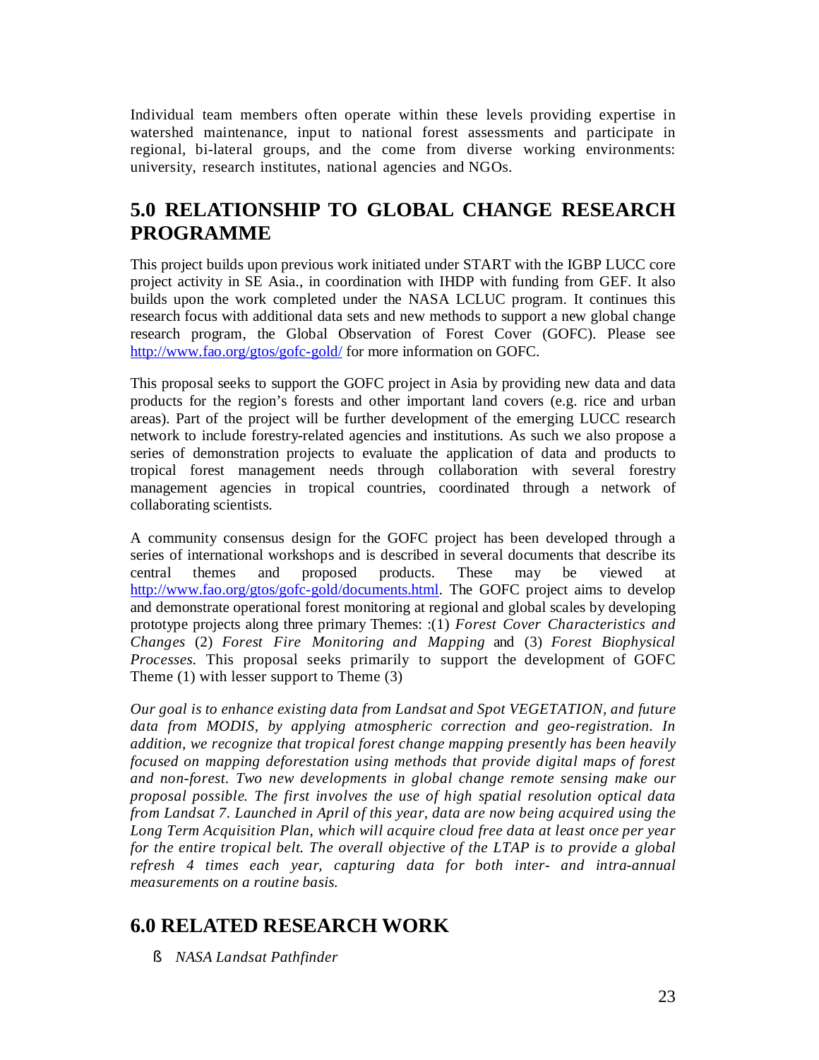Individual team members often operate within these levels providing expertise in watershed maintenance, input to national forest assessments and participate in regional, bi-lateral groups, and the come from diverse working environments: university, research institutes, national agencies and NGOs.

## 5.0 RELATIONSHIP TO GLOBAL CHANGE RESEARCH PROGRAMME

This project builds upon previous work initiated under START with the IGBP LUCC core project activity in SE Asia., in coordination with IHDP with funding from GEF. It also builds upon the work completed under the NASA LCLUC program. It continues this research focus with additional data sets and new methods to support a new global change research program, the Global Observation of Forest Cover (GOFC). Please see http://www.fao.org/gtos/gofc-gold/ for more information on GOFC.

This proposal seeks to support the GOFC project in Asia by providing new data and data products for the region's forests and other important land covers (e.g. rice and urban areas). Part of the project will be further development of the emerging LUCC research network to include forestry-related agencies and institutions. As such we also propose a series of demonstration projects to evaluate the application of data and products to tropical forest management needs through collaboration with several forestry management agencies in tropical countries, coordinated through a network of collaborating scientists.

A community consensus design for the GOFC project has been developed through a series of international workshops and is described in several documents that describe its central themes and proposed products. These may be viewed at http://www.fao.org/gtos/gofc-gold/documents.html. The GOFC project aims to develop and demonstrate operational forest monitoring at regional and global scales by developing prototype projects along three primary Themes: :(1) *Forest Cover Characteristics and Changes* (2) *Forest Fire Monitoring and Mapping* and (3) *Forest Biophysical Processes.* This proposal seeks primarily to support the development of GOFC Theme (1) with lesser support to Theme (3)

*Our goal is to enhance existing data from Landsat and Spot VEGETATION, and future data from MODIS, by applying atmospheric correction and geo-registration. In addition, we recognize that tropical forest change mapping presently has been heavily focused on mapping deforestation using methods that provide digital maps of forest and non-forest. Two new developments in global change remote sensing make our proposal possible. The first involves the use of high spatial resolution optical data from Landsat 7. Launched in April of this year, data are now being acquired using the Long Term Acquisition Plan, which will acquire cloud free data at least once per year for the entire tropical belt. The overall objective of the LTAP is to provide a global refresh 4 times each year, capturing data for both inter- and intra-annual measurements on a routine basis.*

## 6.0 RELATED RESEARCH WORK

- *NASA Landsat Pathfinder*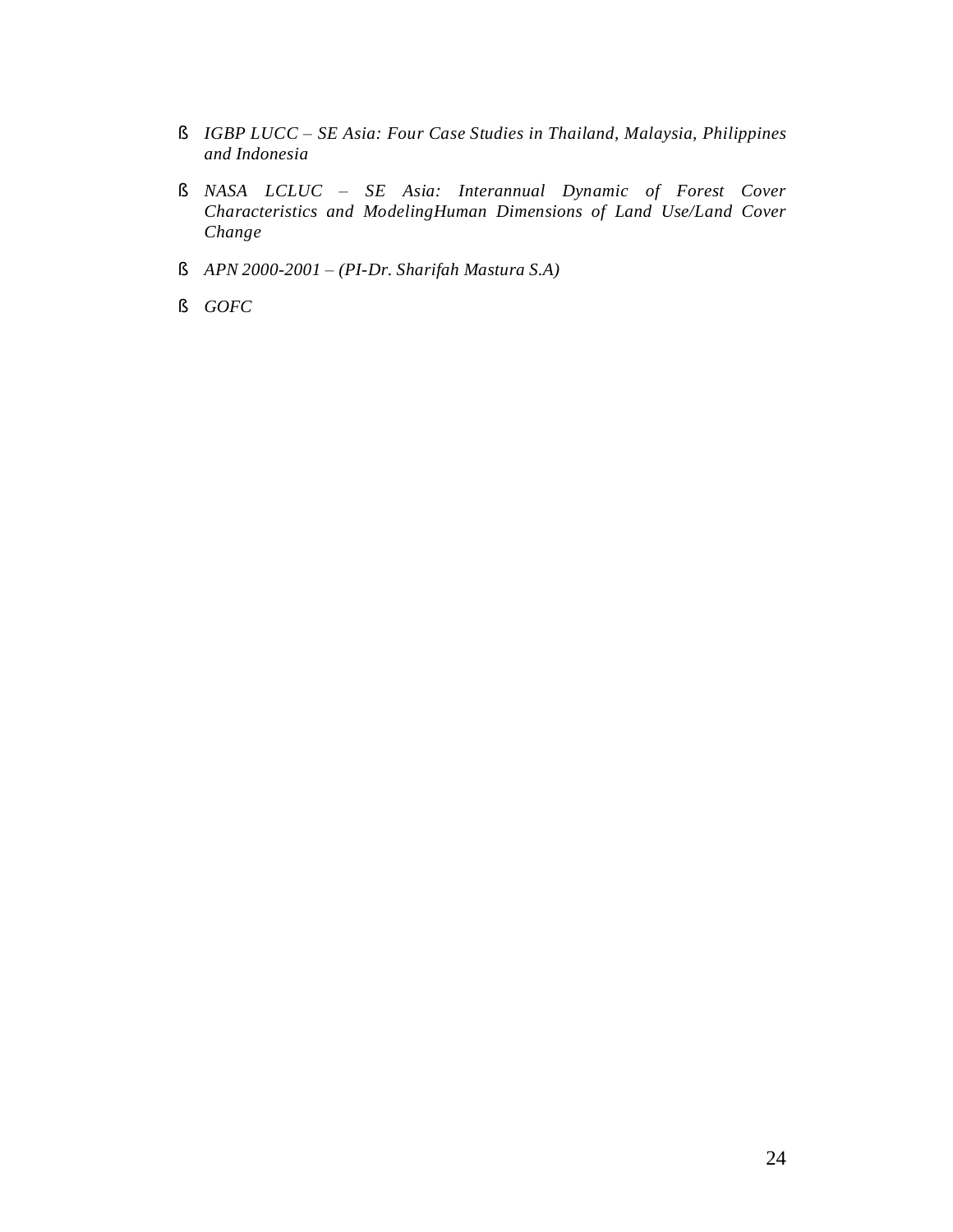- *IGBP LUCC – SE Asia: Four Case Studies in Thailand, Malaysia, Philippines and Indonesia*
- *NASA LCLUC – SE Asia: Interannual Dynamic of Forest Cover Characteristics and ModelingHuman Dimensions of Land Use/Land Cover Change*
- *APN 2000-2001 – (PI-Dr. Sharifah Mastura S.A)*
- *GOFC*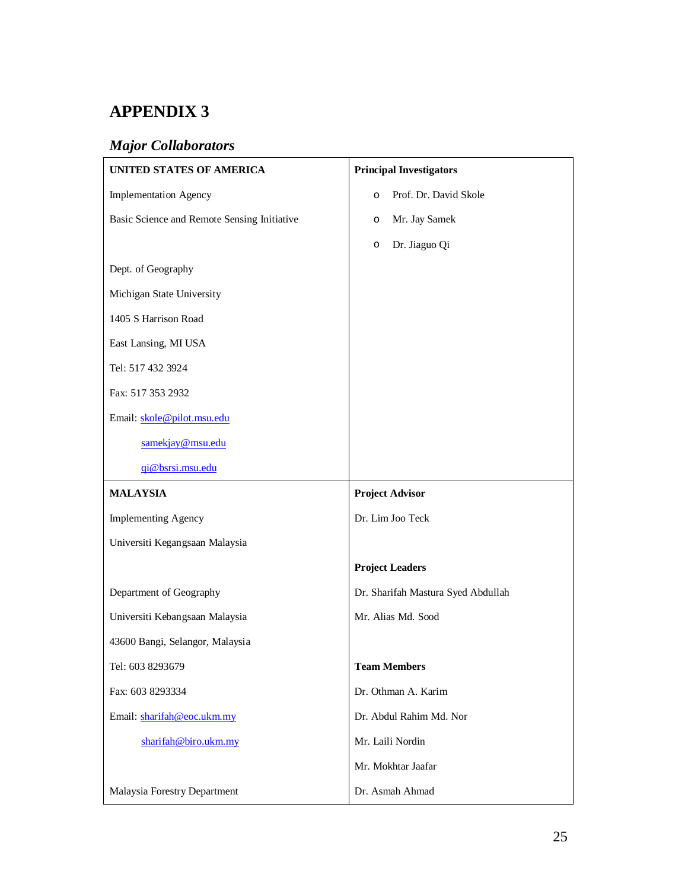# APPENDIX 3

## *Major Collaborators*

| **UNITED STATES OF AMERICA** | **Principal Investigators** |
|---|---|
| Implementation Agency | o Prof. Dr. David Skole |
| Basic Science and Remote Sensing Initiative | o Mr. Jay Samek |
| | o Dr. Jiaguo Qi |
| Dept. of Geography | |
| Michigan State University | |
| 1405 S Harrison Road | |
| East Lansing, MI USA | |
| Tel: 517 432 3924 | |
| Fax: 517 353 2932 | |
| Email: skole@pilot.msu.edu | |
| samekjay@msu.edu | |
| qi@bsrsi.msu.edu | |
| **MALAYSIA** | **Project Advisor** |
| Implementing Agency | Dr. Lim Joo Teck |
| Universiti Kegangsaan Malaysia | |
| | **Project Leaders** |
| Department of Geography | Dr. Sharifah Mastura Syed Abdullah |
| Universiti Kebangsaan Malaysia | Mr. Alias Md. Sood |
| 43600 Bangi, Selangor, Malaysia | |
| Tel: 603 8293679 | **Team Members** |
| Fax: 603 8293334 | Dr. Othman A. Karim |
| Email: sharifah@eoc.ukm.my | Dr. Abdul Rahim Md. Nor |
| sharifah@biro.ukm.my | Mr. Laili Nordin |
| | Mr. Mokhtar Jaafar |
| Malaysia Forestry Department | Dr. Asmah Ahmad |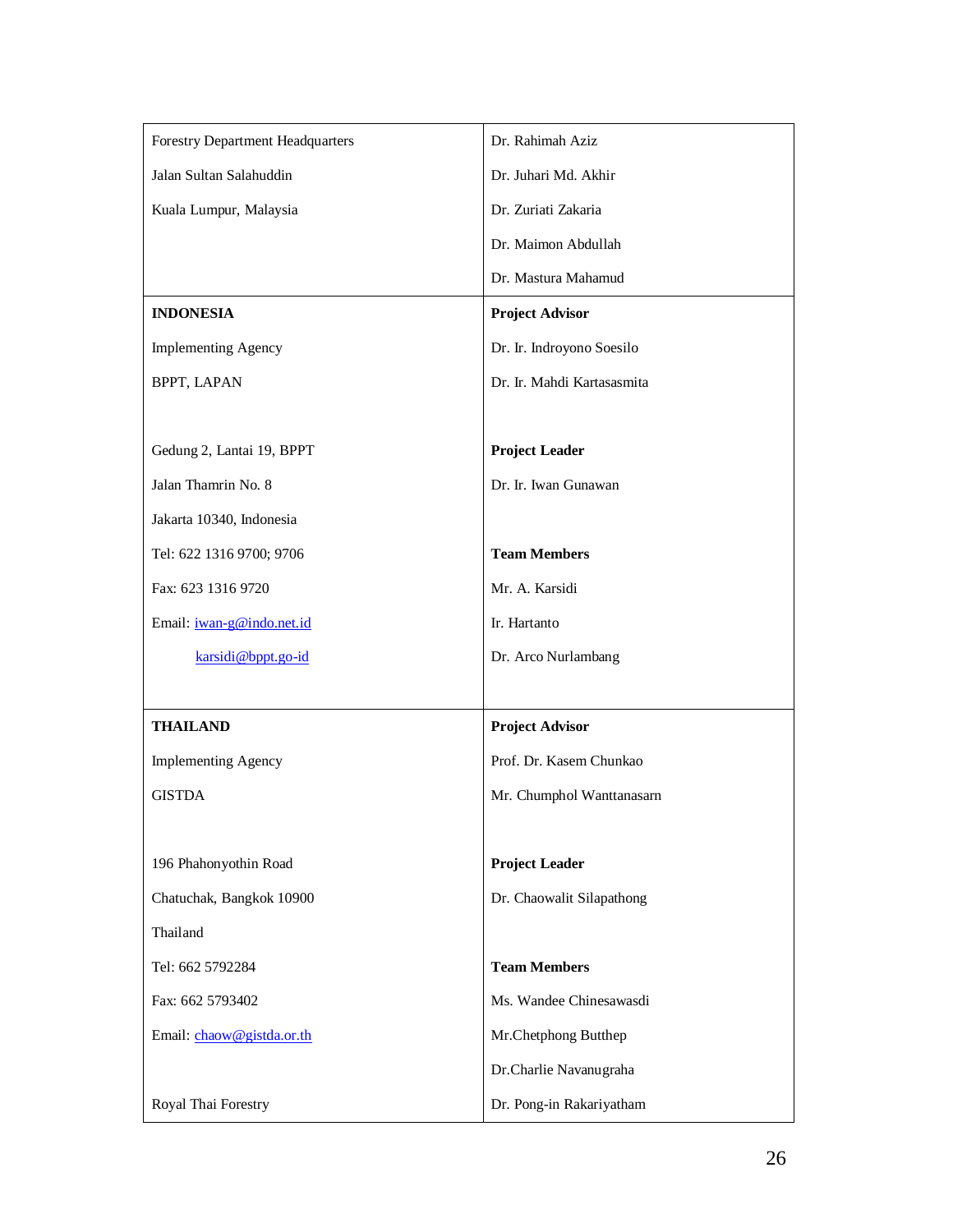| | |
|---|---|
| Forestry Department Headquarters<br>Jalan Sultan Salahuddin<br>Kuala Lumpur, Malaysia | Dr. Rahimah Aziz<br>Dr. Juhari Md. Akhir<br>Dr. Zuriati Zakaria<br>Dr. Maimon Abdullah<br>Dr. Mastura Mahamud |
| **INDONESIA**<br>Implementing Agency<br>BPPT, LAPAN<br><br>Gedung 2, Lantai 19, BPPT<br>Jalan Thamrin No. 8<br>Jakarta 10340, Indonesia<br>Tel: 622 1316 9700; 9706<br>Fax: 623 1316 9720<br>Email: iwan-g@indo.net.id<br>karsidi@bppt.go-id | **Project Advisor**<br>Dr. Ir. Indroyono Soesilo<br>Dr. Ir. Mahdi Kartasasmita<br><br>**Project Leader**<br>Dr. Ir. Iwan Gunawan<br><br>**Team Members**<br>Mr. A. Karsidi<br>Ir. Hartanto<br>Dr. Arco Nurlambang |
| **THAILAND**<br>Implementing Agency<br>GISTDA<br><br>196 Phahonyothin Road<br>Chatuchak, Bangkok 10900<br>Thailand<br>Tel: 662 5792284<br>Fax: 662 5793402<br>Email: chaow@gistda.or.th<br><br>Royal Thai Forestry | **Project Advisor**<br>Prof. Dr. Kasem Chunkao<br>Mr. Chumphol Wanttanasarn<br><br>**Project Leader**<br>Dr. Chaowalit Silapathong<br><br>**Team Members**<br>Ms. Wandee Chinesawasdi<br>Mr.Chetphong Butthep<br>Dr.Charlie Navanugraha<br>Dr. Pong-in Rakariyatham |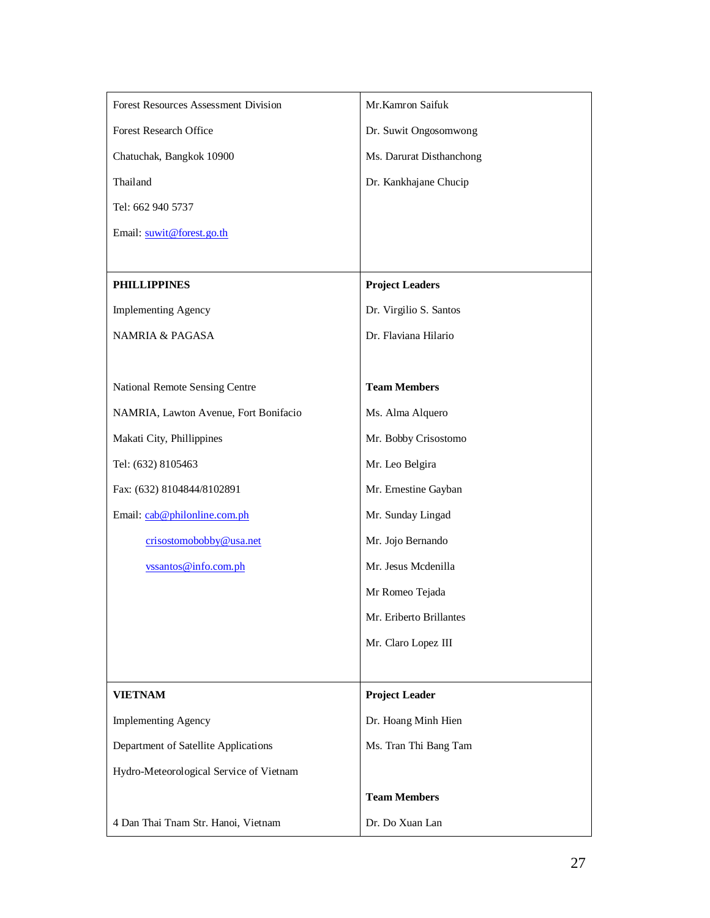| Forest Resources Assessment Division<br>Forest Research Office<br>Chatuchak, Bangkok 10900<br>Thailand<br>Tel: 662 940 5737<br>Email: suwit@forest.go.th | Mr.Kamron Saifuk<br>Dr. Suwit Ongosomwong<br>Ms. Darurat Disthanchong<br>Dr. Kankhajane Chucip |
|---|---|
| **PHILLIPPINES**<br>Implementing Agency<br>NAMRIA & PAGASA<br><br>National Remote Sensing Centre<br>NAMRIA, Lawton Avenue, Fort Bonifacio<br>Makati City, Phillippines<br>Tel: (632) 8105463<br>Fax: (632) 8104844/8102891<br>Email: cab@philonline.com.ph<br>crisostomobobby@usa.net<br>vssantos@info.com.ph | **Project Leaders**<br>Dr. Virgilio S. Santos<br>Dr. Flaviana Hilario<br><br>**Team Members**<br>Ms. Alma Alquero<br>Mr. Bobby Crisostomo<br>Mr. Leo Belgira<br>Mr. Ernestine Gayban<br>Mr. Sunday Lingad<br>Mr. Jojo Bernando<br>Mr. Jesus Mcdenilla<br>Mr Romeo Tejada<br>Mr. Eriberto Brillantes<br>Mr. Claro Lopez III |
| **VIETNAM**<br>Implementing Agency<br>Department of Satellite Applications<br>Hydro-Meteorological Service of Vietnam<br><br>4 Dan Thai Tnam Str. Hanoi, Vietnam | **Project Leader**<br>Dr. Hoang Minh Hien<br>Ms. Tran Thi Bang Tam<br><br>**Team Members**<br>Dr. Do Xuan Lan |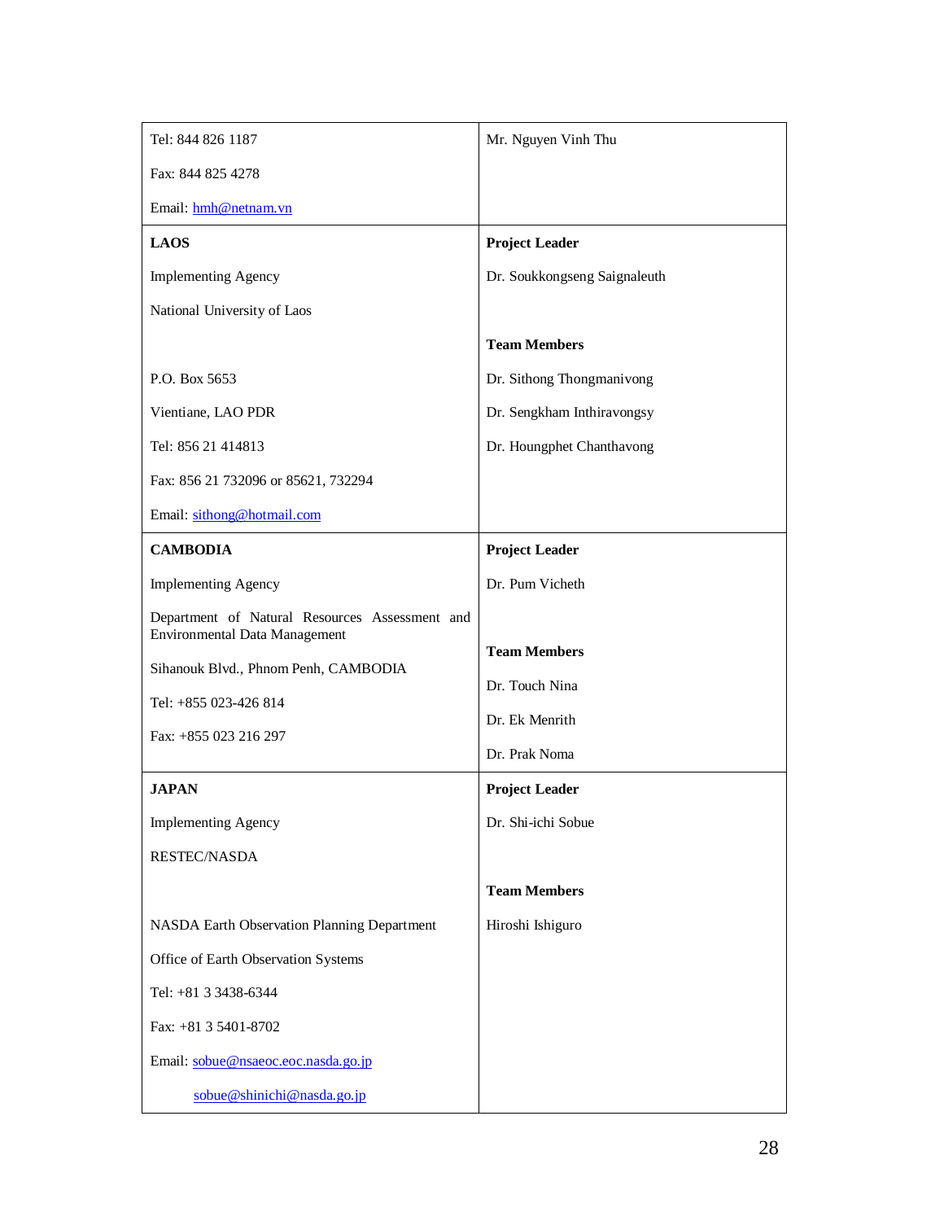| | |
|---|---|
| Tel: 844 826 1187<br><br>Fax: 844 825 4278<br><br>Email: hmh@netnam.vn | Mr. Nguyen Vinh Thu |
| **LAOS**<br><br>Implementing Agency<br><br>National University of Laos<br><br>P.O. Box 5653<br><br>Vientiane, LAO PDR<br><br>Tel: 856 21 414813<br><br>Fax: 856 21 732096 or 85621, 732294<br><br>Email: sithong@hotmail.com | **Project Leader**<br><br>Dr. Soukkongseng Saignaleuth<br><br>**Team Members**<br><br>Dr. Sithong Thongmanivong<br><br>Dr. Sengkham Inthiravongsy<br><br>Dr. Houngphet Chanthavong |
| **CAMBODIA**<br><br>Implementing Agency<br><br>Department of Natural Resources Assessment and Environmental Data Management<br><br>Sihanouk Blvd., Phnom Penh, CAMBODIA<br><br>Tel: +855 023-426 814<br><br>Fax: +855 023 216 297 | **Project Leader**<br><br>Dr. Pum Vicheth<br><br>**Team Members**<br><br>Dr. Touch Nina<br><br>Dr. Ek Menrith<br><br>Dr. Prak Noma |
| **JAPAN**<br><br>Implementing Agency<br><br>RESTEC/NASDA<br><br>NASDA Earth Observation Planning Department<br><br>Office of Earth Observation Systems<br><br>Tel: +81 3 3438-6344<br><br>Fax: +81 3 5401-8702<br><br>Email: sobue@nsaeoc.eoc.nasda.go.jp<br><br>sobue@shinichi@nasda.go.jp | **Project Leader**<br><br>Dr. Shi-ichi Sobue<br><br>**Team Members**<br><br>Hiroshi Ishiguro |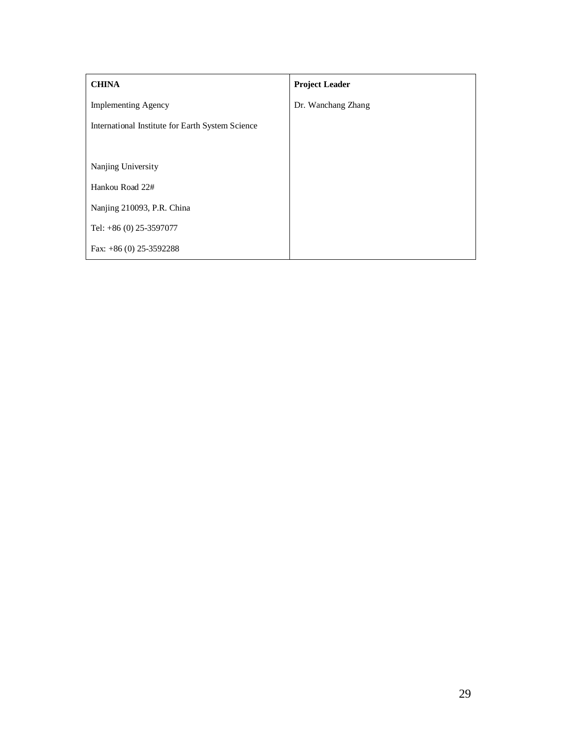| **CHINA** | **Project Leader** |
| --- | --- |
| Implementing Agency<br><br>International Institute for Earth System Science<br><br><br>Nanjing University<br><br>Hankou Road 22#<br><br>Nanjing 210093, P.R. China<br><br>Tel: +86 (0) 25-3597077<br><br>Fax: +86 (0) 25-3592288 | Dr. Wanchang Zhang |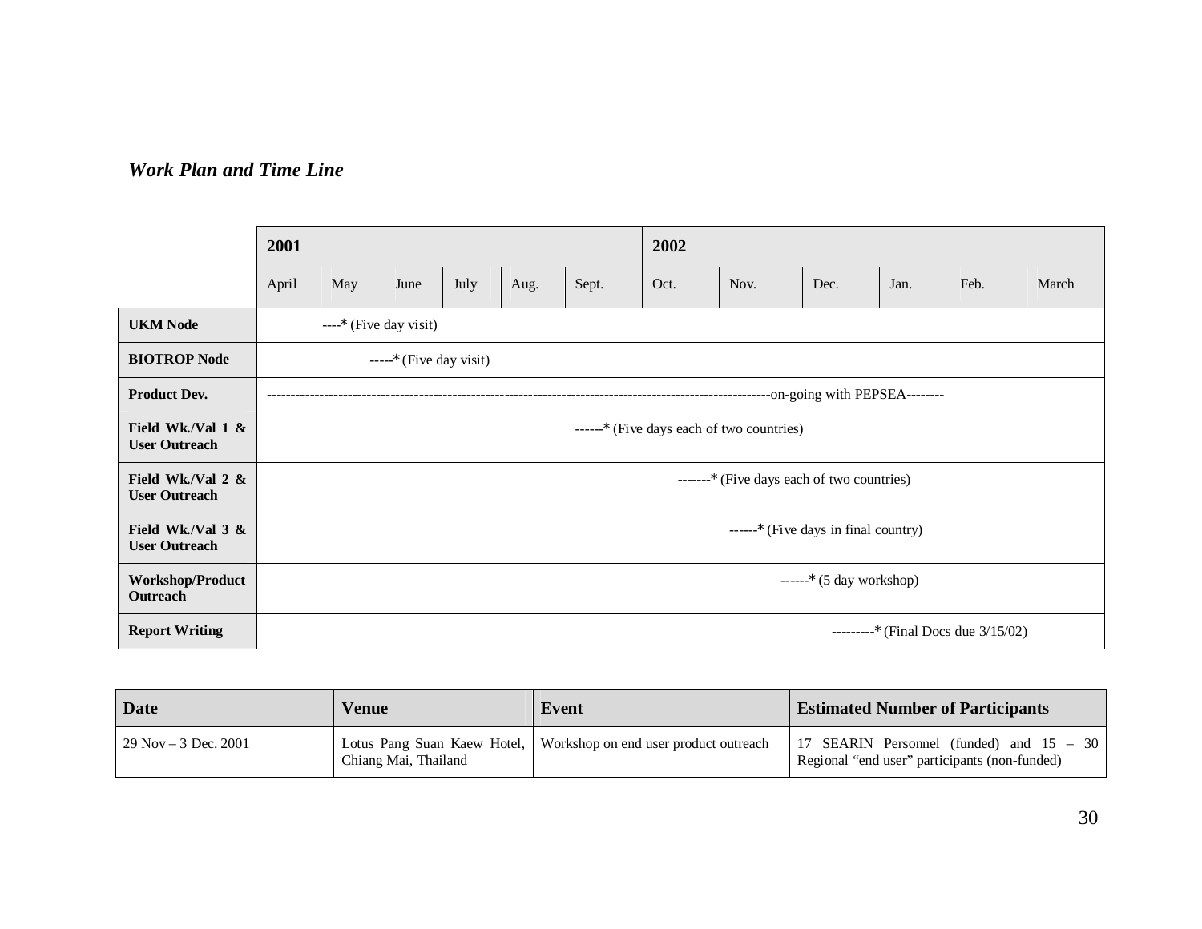### *Work Plan and Time Line*

| | 2001 | | | | | | 2002 | | | | | |
|---|---|---|---|---|---|---|---|---|---|---|---|---|
| | April | May | June | July | Aug. | Sept. | Oct. | Nov. | Dec. | Jan. | Feb. | March |
| **UKM Node** | | ----* (Five day visit) | | | | | | | | | | |
| **BIOTROP Node** | | | -----* (Five day visit) | | | | | | | | | |
| **Product Dev.** | ------------------------------------------------------------------------------------------------------------on-going with PEPSEA-------- | | | | | | | | | | | |
| **Field Wk./Val 1 & User Outreach** | | | | | | ------* (Five days each of two countries) | | | | | | |
| **Field Wk./Val 2 & User Outreach** | | | | | | | | -------* (Five days each of two countries) | | | | |
| **Field Wk./Val 3 & User Outreach** | | | | | | | | ------* (Five days in final country) | | | | |
| **Workshop/Product Outreach** | | | | | | | | | ------* (5 day workshop) | | | |
| **Report Writing** | | | | | | | | | | ---------* (Final Docs due 3/15/02) | | |

| Date | Venue | Event | Estimated Number of Participants |
|---|---|---|---|
| 29 Nov – 3 Dec. 2001 | Lotus Pang Suan Kaew Hotel, Chiang Mai, Thailand | Workshop on end user product outreach | 17 SEARIN Personnel (funded) and 15 – 30 Regional "end user" participants (non-funded) |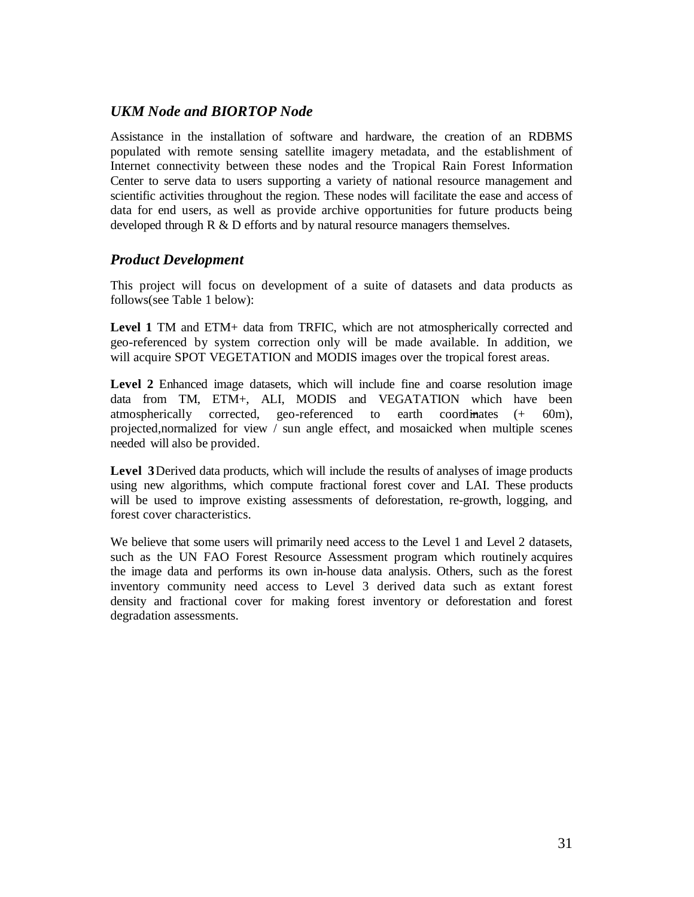### *UKM Node and BIORTOP Node*

Assistance in the installation of software and hardware, the creation of an RDBMS populated with remote sensing satellite imagery metadata, and the establishment of Internet connectivity between these nodes and the Tropical Rain Forest Information Center to serve data to users supporting a variety of national resource management and scientific activities throughout the region. These nodes will facilitate the ease and access of data for end users, as well as provide archive opportunities for future products being developed through R & D efforts and by natural resource managers themselves.

### *Product Development*

This project will focus on development of a suite of datasets and data products as follows(see Table 1 below):

**Level 1** TM and ETM+ data from TRFIC, which are not atmospherically corrected and geo-referenced by system correction only will be made available. In addition, we will acquire SPOT VEGETATION and MODIS images over the tropical forest areas.

**Level 2** Enhanced image datasets, which will include fine and coarse resolution image data from TM, ETM+, ALI, MODIS and VEGATATION which have been atmospherically corrected, geo-referenced to earth coordinates (+ 60m), projected,normalized for view / sun angle effect, and mosaicked when multiple scenes needed will also be provided.

**Level 3** Derived data products, which will include the results of analyses of image products using new algorithms, which compute fractional forest cover and LAI. These products will be used to improve existing assessments of deforestation, re-growth, logging, and forest cover characteristics.

We believe that some users will primarily need access to the Level 1 and Level 2 datasets, such as the UN FAO Forest Resource Assessment program which routinely acquires the image data and performs its own in-house data analysis. Others, such as the forest inventory community need access to Level 3 derived data such as extant forest density and fractional cover for making forest inventory or deforestation and forest degradation assessments.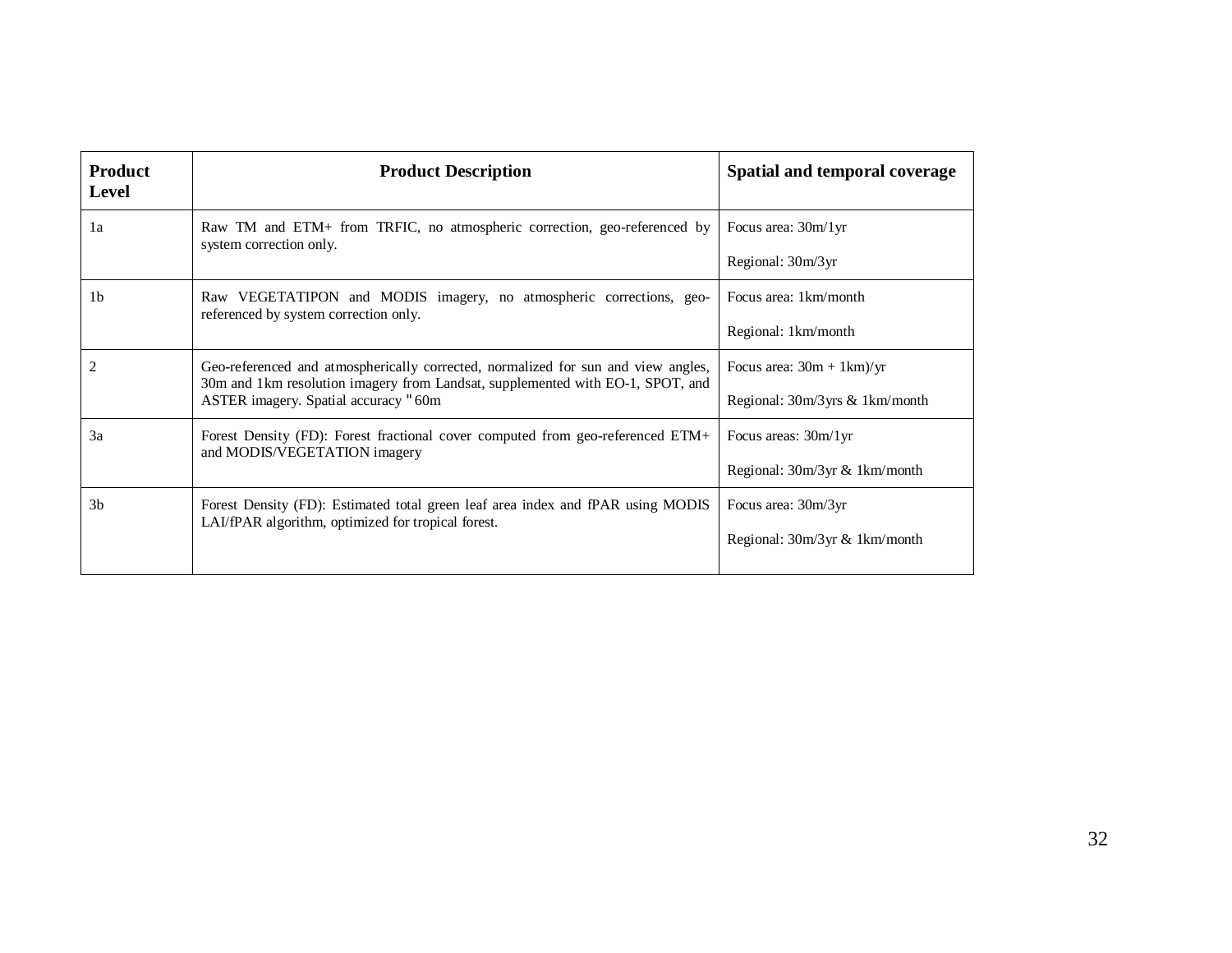| Product Level | Product Description | Spatial and temporal coverage |
|---|---|---|
| 1a | Raw TM and ETM+ from TRFIC, no atmospheric correction, geo-referenced by system correction only. | Focus area: 30m/1yr<br><br>Regional: 30m/3yr |
| 1b | Raw VEGETATIPON and MODIS imagery, no atmospheric corrections, geo-referenced by system correction only. | Focus area: 1km/month<br><br>Regional: 1km/month |
| 2 | Geo-referenced and atmospherically corrected, normalized for sun and view angles, 30m and 1km resolution imagery from Landsat, supplemented with EO-1, SPOT, and ASTER imagery. Spatial accuracy "60m | Focus area: 30m + 1km)/yr<br><br>Regional: 30m/3yrs & 1km/month |
| 3a | Forest Density (FD): Forest fractional cover computed from geo-referenced ETM+ and MODIS/VEGETATION imagery | Focus areas: 30m/1yr<br><br>Regional: 30m/3yr & 1km/month |
| 3b | Forest Density (FD): Estimated total green leaf area index and fPAR using MODIS LAI/fPAR algorithm, optimized for tropical forest. | Focus area: 30m/3yr<br><br>Regional: 30m/3yr & 1km/month |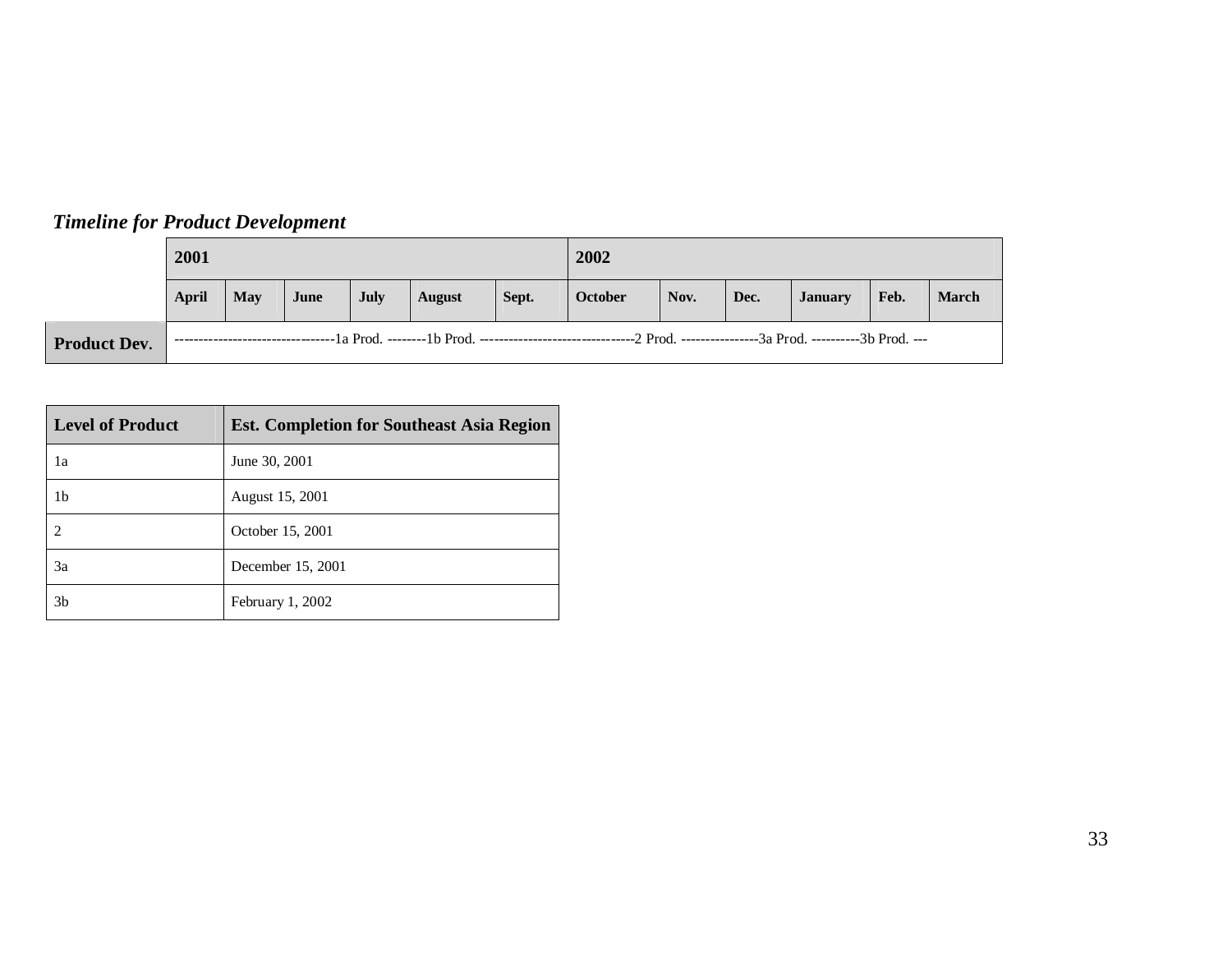***Timeline for Product Development***

| | 2001 | | | | | | 2002 | | | | | |
|---|---|---|---|---|---|---|---|---|---|---|---|---|
| | **April** | **May** | **June** | **July** | **August** | **Sept.** | **October** | **Nov.** | **Dec.** | **January** | **Feb.** | **March** |
| **Product Dev.** | ---------------------------------1a Prod. --------1b Prod. --------------------------------2 Prod. ----------------3a Prod. ----------3b Prod. --- | | | | | | | | | | | |

| Level of Product | Est. Completion for Southeast Asia Region |
|---|---|
| 1a | June 30, 2001 |
| 1b | August 15, 2001 |
| 2 | October 15, 2001 |
| 3a | December 15, 2001 |
| 3b | February 1, 2002 |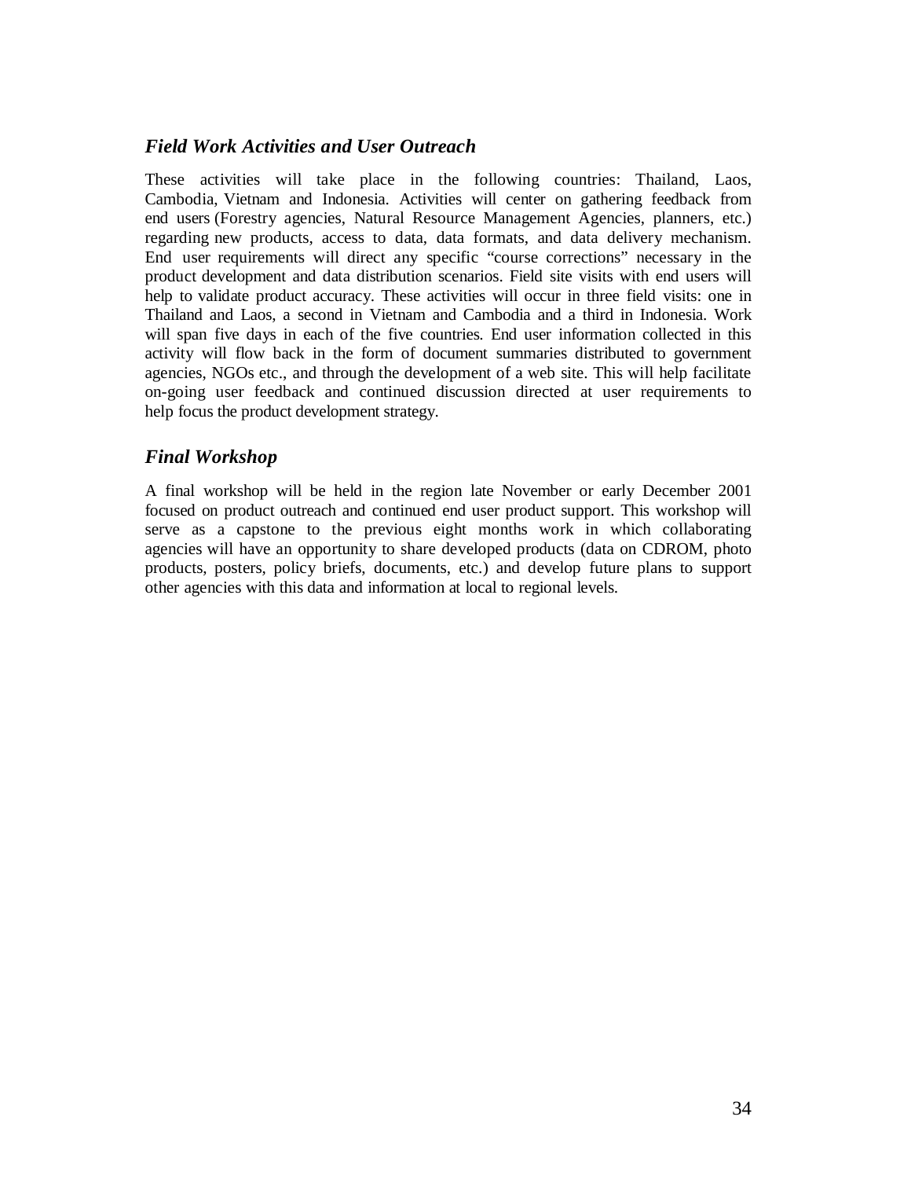### *Field Work Activities and User Outreach*

These activities will take place in the following countries: Thailand, Laos, Cambodia, Vietnam and Indonesia. Activities will center on gathering feedback from end users (Forestry agencies, Natural Resource Management Agencies, planners, etc.) regarding new products, access to data, data formats, and data delivery mechanism. End user requirements will direct any specific “course corrections” necessary in the product development and data distribution scenarios. Field site visits with end users will help to validate product accuracy. These activities will occur in three field visits: one in Thailand and Laos, a second in Vietnam and Cambodia and a third in Indonesia. Work will span five days in each of the five countries. End user information collected in this activity will flow back in the form of document summaries distributed to government agencies, NGOs etc., and through the development of a web site. This will help facilitate on-going user feedback and continued discussion directed at user requirements to help focus the product development strategy.

### *Final Workshop*

A final workshop will be held in the region late November or early December 2001 focused on product outreach and continued end user product support. This workshop will serve as a capstone to the previous eight months work in which collaborating agencies will have an opportunity to share developed products (data on CDROM, photo products, posters, policy briefs, documents, etc.) and develop future plans to support other agencies with this data and information at local to regional levels.